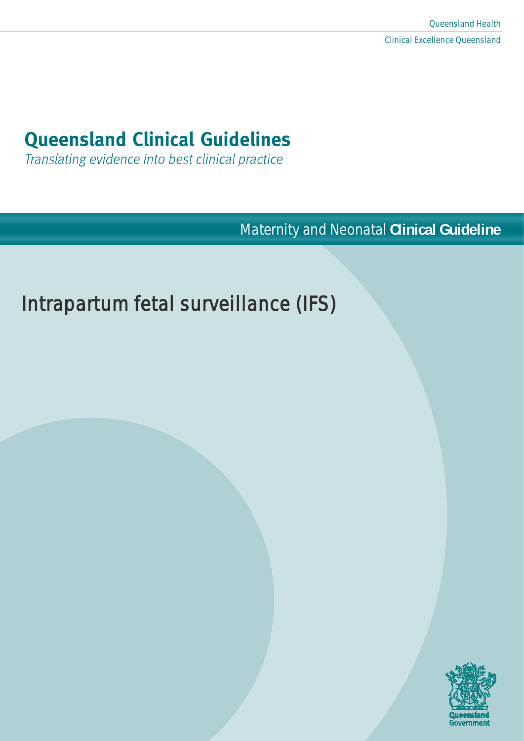Queensland Health

Clinical Excellence Queensland

# Queensland Clinical Guidelines

*Translating evidence into best clinical practice*

Maternity and Neonatal **Clinical Guideline**

# Intrapartum fetal surveillance (IFS)

Queensland Government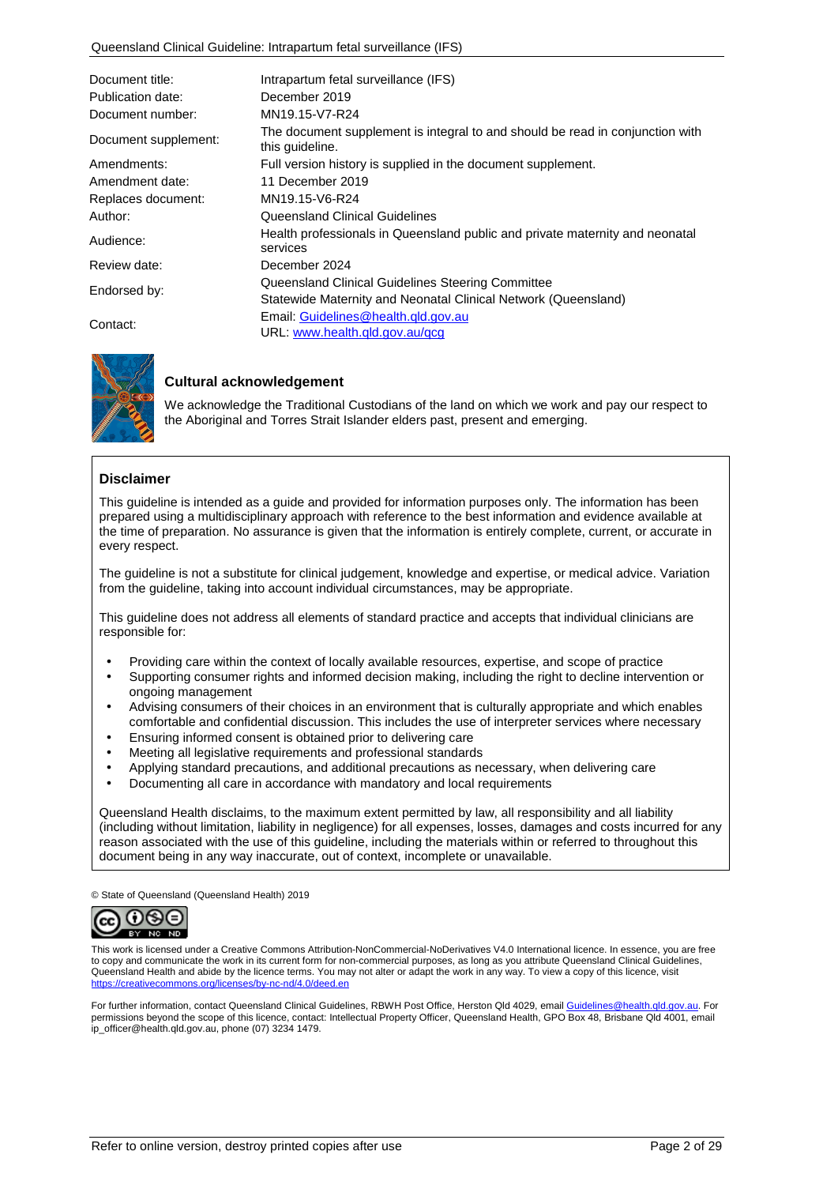| | |
|---|---|
| Document title: | Intrapartum fetal surveillance (IFS) |
| Publication date: | December 2019 |
| Document number: | MN19.15-V7-R24 |
| Document supplement: | The document supplement is integral to and should be read in conjunction with this guideline. |
| Amendments: | Full version history is supplied in the document supplement. |
| Amendment date: | 11 December 2019 |
| Replaces document: | MN19.15-V6-R24 |
| Author: | Queensland Clinical Guidelines |
| Audience: | Health professionals in Queensland public and private maternity and neonatal services |
| Review date: | December 2024 |
| Endorsed by: | Queensland Clinical Guidelines Steering Committee<br>Statewide Maternity and Neonatal Clinical Network (Queensland) |
| Contact: | Email: Guidelines@health.qld.gov.au<br>URL: www.health.qld.gov.au/qcg |

### Cultural acknowledgement

We acknowledge the Traditional Custodians of the land on which we work and pay our respect to the Aboriginal and Torres Strait Islander elders past, present and emerging.

### Disclaimer

This guideline is intended as a guide and provided for information purposes only. The information has been prepared using a multidisciplinary approach with reference to the best information and evidence available at the time of preparation. No assurance is given that the information is entirely complete, current, or accurate in every respect.

The guideline is not a substitute for clinical judgement, knowledge and expertise, or medical advice. Variation from the guideline, taking into account individual circumstances, may be appropriate.

This guideline does not address all elements of standard practice and accepts that individual clinicians are responsible for:

- Providing care within the context of locally available resources, expertise, and scope of practice
- Supporting consumer rights and informed decision making, including the right to decline intervention or ongoing management
- Advising consumers of their choices in an environment that is culturally appropriate and which enables comfortable and confidential discussion. This includes the use of interpreter services where necessary
- Ensuring informed consent is obtained prior to delivering care
- Meeting all legislative requirements and professional standards
- Applying standard precautions, and additional precautions as necessary, when delivering care
- Documenting all care in accordance with mandatory and local requirements

Queensland Health disclaims, to the maximum extent permitted by law, all responsibility and all liability (including without limitation, liability in negligence) for all expenses, losses, damages and costs incurred for any reason associated with the use of this guideline, including the materials within or referred to throughout this document being in any way inaccurate, out of context, incomplete or unavailable.

© State of Queensland (Queensland Health) 2019

This work is licensed under a Creative Commons Attribution-NonCommercial-NoDerivatives V4.0 International licence. In essence, you are free to copy and communicate the work in its current form for non-commercial purposes, as long as you attribute Queensland Clinical Guidelines, Queensland Health and abide by the licence terms. You may not alter or adapt the work in any way. To view a copy of this licence, visit https://creativecommons.org/licenses/by-nc-nd/4.0/deed.en

For further information, contact Queensland Clinical Guidelines, RBWH Post Office, Herston Qld 4029, email Guidelines@health.qld.gov.au. For permissions beyond the scope of this licence, contact: Intellectual Property Officer, Queensland Health, GPO Box 48, Brisbane Qld 4001, email ip_officer@health.qld.gov.au, phone (07) 3234 1479.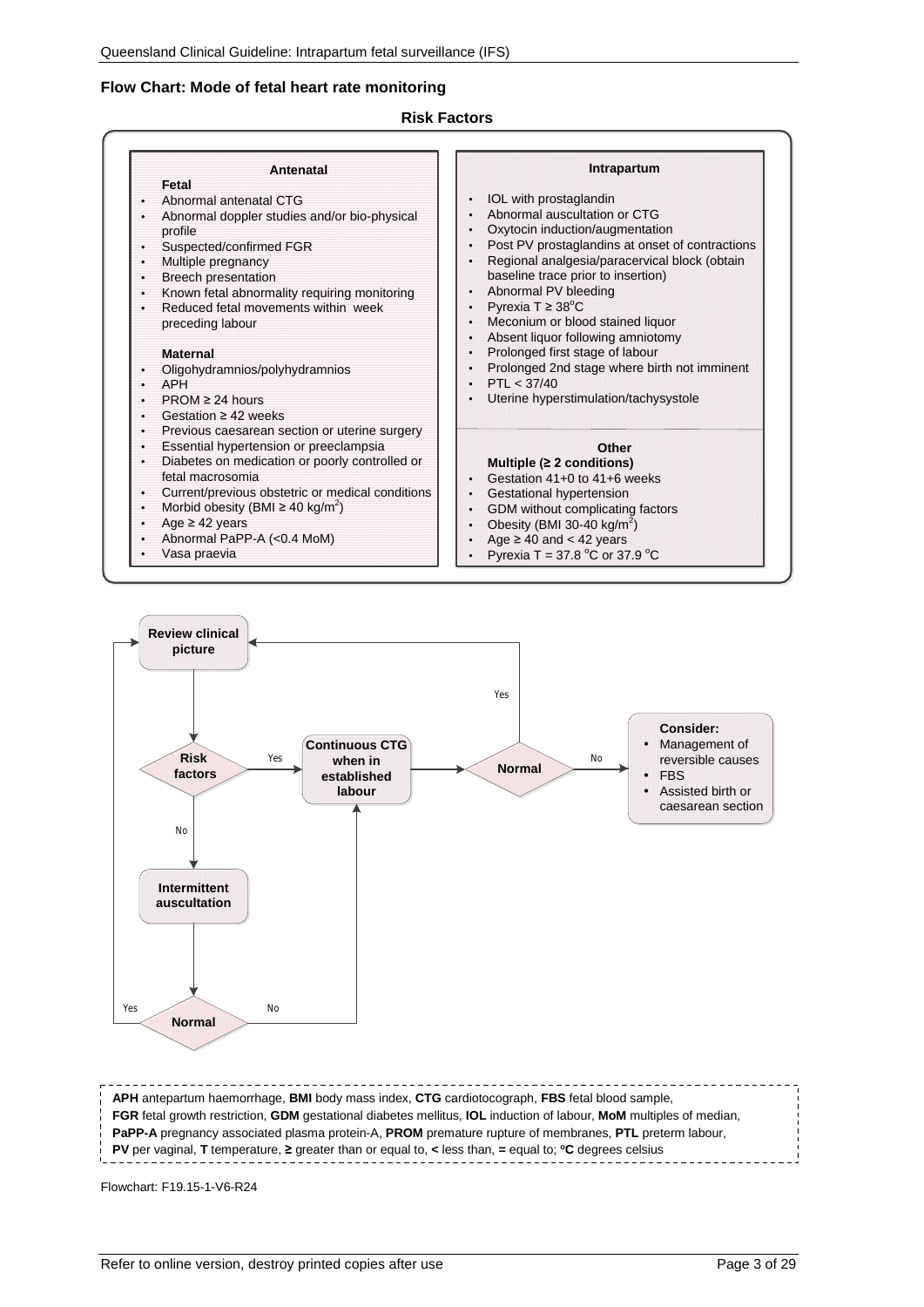## Flow Chart: Mode of fetal heart rate monitoring

### Risk Factors

**Antenatal**

**Fetal**

- Abnormal antenatal CTG
- Abnormal doppler studies and/or bio-physical profile
- Suspected/confirmed FGR
- Multiple pregnancy
- Breech presentation
- Known fetal abnormality requiring monitoring
- Reduced fetal movements within week preceding labour

**Maternal**

- Oligohydramnios/polyhydramnios
- APH
- PROM ≥ 24 hours
- Gestation ≥ 42 weeks
- Previous caesarean section or uterine surgery
- Essential hypertension or preeclampsia
- Diabetes on medication or poorly controlled or fetal macrosomia
- Current/previous obstetric or medical conditions
- Morbid obesity (BMI ≥ 40 kg/m$^2$)
- Age ≥ 42 years
- Abnormal PaPP-A (<0.4 MoM)
- Vasa praevia

**Intrapartum**

- IOL with prostaglandin
- Abnormal auscultation or CTG
- Oxytocin induction/augmentation
- Post PV prostaglandins at onset of contractions
- Regional analgesia/paracervical block (obtain baseline trace prior to insertion)
- Abnormal PV bleeding
- Pyrexia T ≥ 38°C
- Meconium or blood stained liquor
- Absent liquor following amniotomy
- Prolonged first stage of labour
- Prolonged 2nd stage where birth not imminent
- PTL < 37/40
- Uterine hyperstimulation/tachysystole

**Other**

**Multiple (≥ 2 conditions)**

- Gestation 41+0 to 41+6 weeks
- Gestational hypertension
- GDM without complicating factors
- Obesity (BMI 30-40 kg/m$^2$)
- Age ≥ 40 and < 42 years
- Pyrexia T = 37.8 °C or 37.9 °C

**Review clinical picture** → **Risk factors**

- Risk factors — Yes → **Continuous CTG when in established labour** → **Normal**
  - Normal — Yes → Review clinical picture
  - Normal — No → **Consider:**
    - Management of reversible causes
    - FBS
    - Assisted birth or caesarean section
- Risk factors — No → **Intermittent auscultation** → **Normal**
  - Normal — Yes → Review clinical picture
  - Normal — No → Continuous CTG when in established labour

**APH** antepartum haemorrhage, **BMI** body mass index, **CTG** cardiotocograph, **FBS** fetal blood sample, **FGR** fetal growth restriction, **GDM** gestational diabetes mellitus, **IOL** induction of labour, **MoM** multiples of median, **PaPP-A** pregnancy associated plasma protein-A, **PROM** premature rupture of membranes, **PTL** preterm labour, **PV** per vaginal, **T** temperature, **≥** greater than or equal to, **<** less than, **=** equal to; **°C** degrees celsius

Flowchart: F19.15-1-V6-R24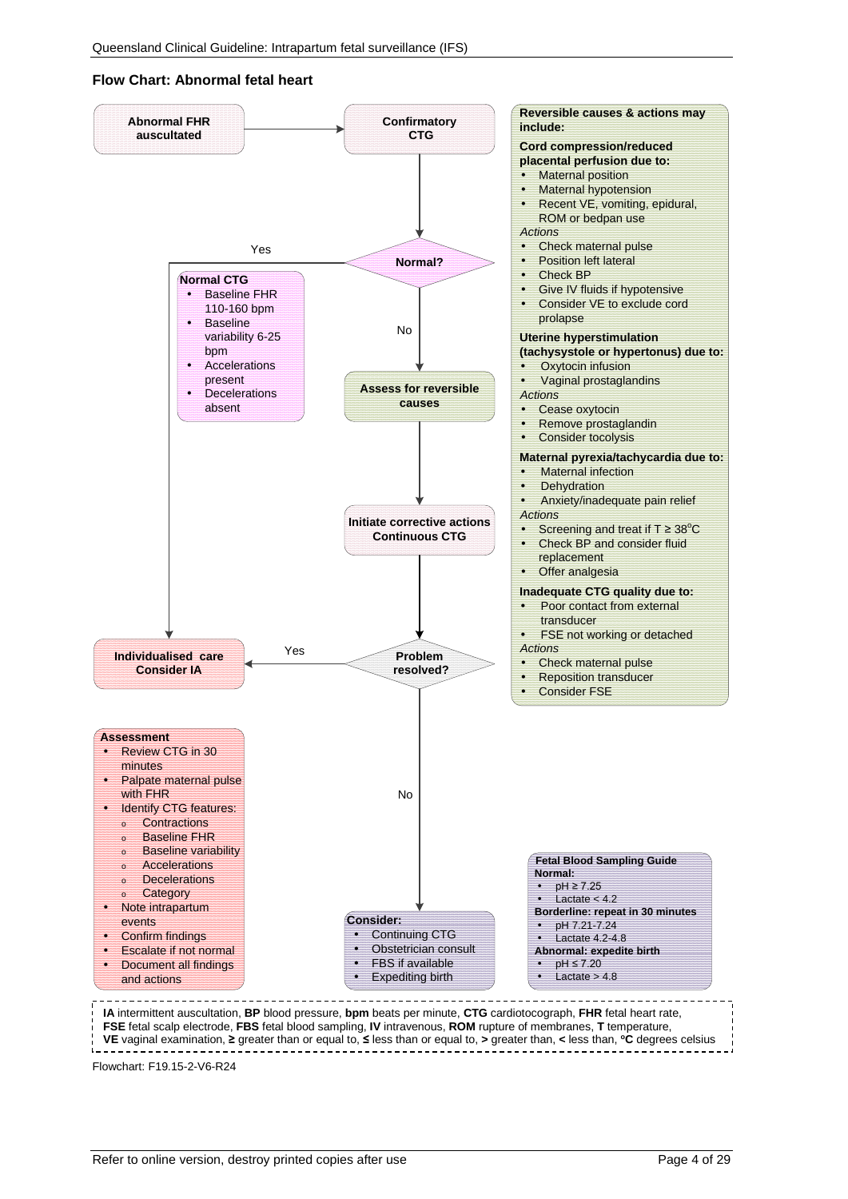## Flow Chart: Abnormal fetal heart

**Abnormal FHR auscultated** → **Confirmatory CTG**

**Normal?**
- Yes → **Individualised care / Consider IA**
- No → **Assess for reversible causes** → **Initiate corrective actions / Continuous CTG** → **Problem resolved?**
  - Yes → **Individualised care / Consider IA**
  - No → **Consider:**
    - Continuing CTG
    - Obstetrician consult
    - FBS if available
    - Expediting birth

**Normal CTG**
- Baseline FHR 110-160 bpm
- Baseline variability 6-25 bpm
- Accelerations present
- Decelerations absent

**Reversible causes & actions may include:**

**Cord compression/reduced placental perfusion due to:**
- Maternal position
- Maternal hypotension
- Recent VE, vomiting, epidural, ROM or bedpan use

*Actions*
- Check maternal pulse
- Position left lateral
- Check BP
- Give IV fluids if hypotensive
- Consider VE to exclude cord prolapse

**Uterine hyperstimulation (tachysystole or hypertonus) due to:**
- Oxytocin infusion
- Vaginal prostaglandins

*Actions*
- Cease oxytocin
- Remove prostaglandin
- Consider tocolysis

**Maternal pyrexia/tachycardia due to:**
- Maternal infection
- Dehydration
- Anxiety/inadequate pain relief

*Actions*
- Screening and treat if T ≥ 38°C
- Check BP and consider fluid replacement
- Offer analgesia

**Inadequate CTG quality due to:**
- Poor contact from external transducer
- FSE not working or detached

*Actions*
- Check maternal pulse
- Reposition transducer
- Consider FSE

**Assessment**
- Review CTG in 30 minutes
- Palpate maternal pulse with FHR
- Identify CTG features:
  - Contractions
  - Baseline FHR
  - Baseline variability
  - Accelerations
  - Decelerations
  - Category
- Note intrapartum events
- Confirm findings
- Escalate if not normal
- Document all findings and actions

**Fetal Blood Sampling Guide**

**Normal:**
- pH ≥ 7.25
- Lactate < 4.2

**Borderline: repeat in 30 minutes**
- pH 7.21-7.24
- Lactate 4.2-4.8

**Abnormal: expedite birth**
- pH ≤ 7.20
- Lactate > 4.8

**IA** intermittent auscultation, **BP** blood pressure, **bpm** beats per minute, **CTG** cardiotocograph, **FHR** fetal heart rate, **FSE** fetal scalp electrode, **FBS** fetal blood sampling, **IV** intravenous, **ROM** rupture of membranes, **T** temperature, **VE** vaginal examination, **≥** greater than or equal to, **≤** less than or equal to, **>** greater than, **<** less than, **°C** degrees celsius

Flowchart: F19.15-2-V6-R24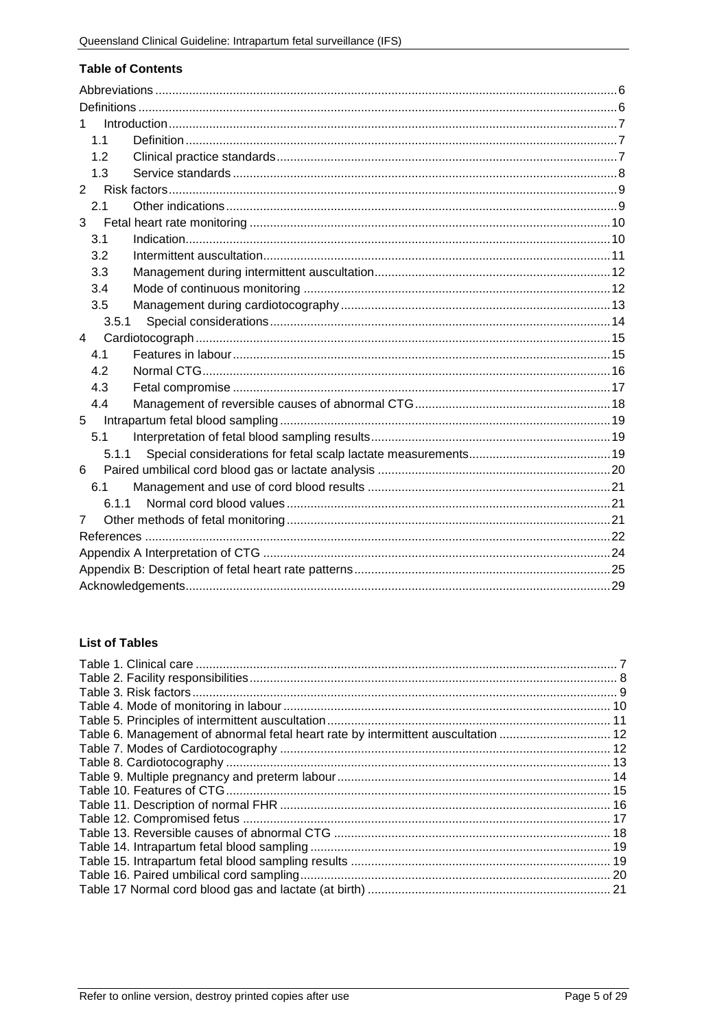## Table of Contents

| | |
|---|---|
| Abbreviations | 6 |
| Definitions | 6 |
| 1 Introduction | 7 |
| 1.1 Definition | 7 |
| 1.2 Clinical practice standards | 7 |
| 1.3 Service standards | 8 |
| 2 Risk factors | 9 |
| 2.1 Other indications | 9 |
| 3 Fetal heart rate monitoring | 10 |
| 3.1 Indication | 10 |
| 3.2 Intermittent auscultation | 11 |
| 3.3 Management during intermittent auscultation | 12 |
| 3.4 Mode of continuous monitoring | 12 |
| 3.5 Management during cardiotocography | 13 |
| 3.5.1 Special considerations | 14 |
| 4 Cardiotocograph | 15 |
| 4.1 Features in labour | 15 |
| 4.2 Normal CTG | 16 |
| 4.3 Fetal compromise | 17 |
| 4.4 Management of reversible causes of abnormal CTG | 18 |
| 5 Intrapartum fetal blood sampling | 19 |
| 5.1 Interpretation of fetal blood sampling results | 19 |
| 5.1.1 Special considerations for fetal scalp lactate measurements | 19 |
| 6 Paired umbilical cord blood gas or lactate analysis | 20 |
| 6.1 Management and use of cord blood results | 21 |
| 6.1.1 Normal cord blood values | 21 |
| 7 Other methods of fetal monitoring | 21 |
| References | 22 |
| Appendix A Interpretation of CTG | 24 |
| Appendix B: Description of fetal heart rate patterns | 25 |
| Acknowledgements | 29 |

## List of Tables

| | |
|---|---|
| Table 1. Clinical care | 7 |
| Table 2. Facility responsibilities | 8 |
| Table 3. Risk factors | 9 |
| Table 4. Mode of monitoring in labour | 10 |
| Table 5. Principles of intermittent auscultation | 11 |
| Table 6. Management of abnormal fetal heart rate by intermittent auscultation | 12 |
| Table 7. Modes of Cardiotocography | 12 |
| Table 8. Cardiotocography | 13 |
| Table 9. Multiple pregnancy and preterm labour | 14 |
| Table 10. Features of CTG | 15 |
| Table 11. Description of normal FHR | 16 |
| Table 12. Compromised fetus | 17 |
| Table 13. Reversible causes of abnormal CTG | 18 |
| Table 14. Intrapartum fetal blood sampling | 19 |
| Table 15. Intrapartum fetal blood sampling results | 19 |
| Table 16. Paired umbilical cord sampling | 20 |
| Table 17 Normal cord blood gas and lactate (at birth) | 21 |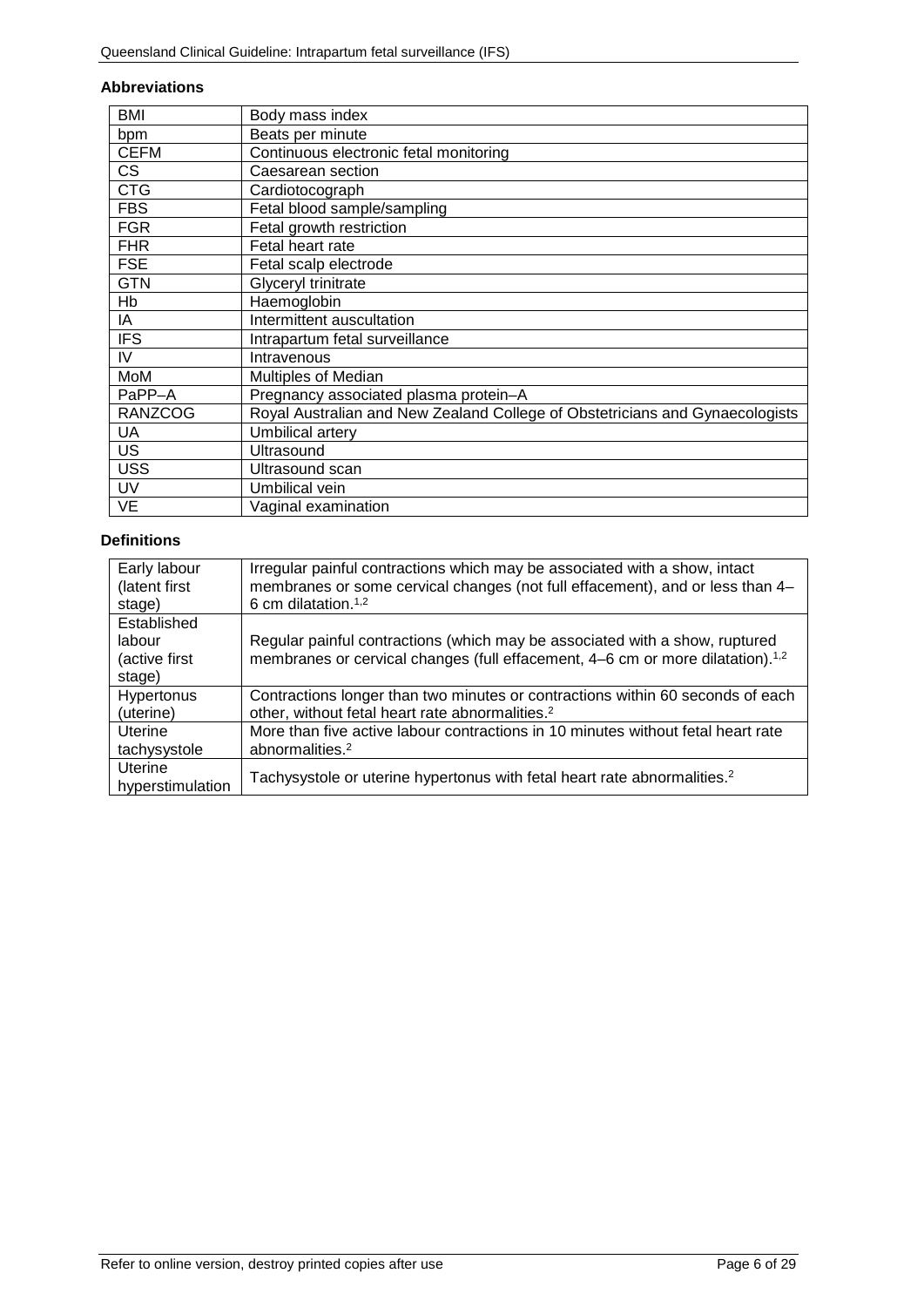**Abbreviations**

| | |
|---|---|
| BMI | Body mass index |
| bpm | Beats per minute |
| CEFM | Continuous electronic fetal monitoring |
| CS | Caesarean section |
| CTG | Cardiotocograph |
| FBS | Fetal blood sample/sampling |
| FGR | Fetal growth restriction |
| FHR | Fetal heart rate |
| FSE | Fetal scalp electrode |
| GTN | Glyceryl trinitrate |
| Hb | Haemoglobin |
| IA | Intermittent auscultation |
| IFS | Intrapartum fetal surveillance |
| IV | Intravenous |
| MoM | Multiples of Median |
| PaPP–A | Pregnancy associated plasma protein–A |
| RANZCOG | Royal Australian and New Zealand College of Obstetricians and Gynaecologists |
| UA | Umbilical artery |
| US | Ultrasound |
| USS | Ultrasound scan |
| UV | Umbilical vein |
| VE | Vaginal examination |

**Definitions**

| | |
|---|---|
| Early labour (latent first stage) | Irregular painful contractions which may be associated with a show, intact membranes or some cervical changes (not full effacement), and or less than 4–6 cm dilatation.[1,2] |
| Established labour (active first stage) | Regular painful contractions (which may be associated with a show, ruptured membranes or cervical changes (full effacement, 4–6 cm or more dilatation).[1,2] |
| Hypertonus (uterine) | Contractions longer than two minutes or contractions within 60 seconds of each other, without fetal heart rate abnormalities.[2] |
| Uterine tachysystole | More than five active labour contractions in 10 minutes without fetal heart rate abnormalities.[2] |
| Uterine hyperstimulation | Tachysystole or uterine hypertonus with fetal heart rate abnormalities.[2] |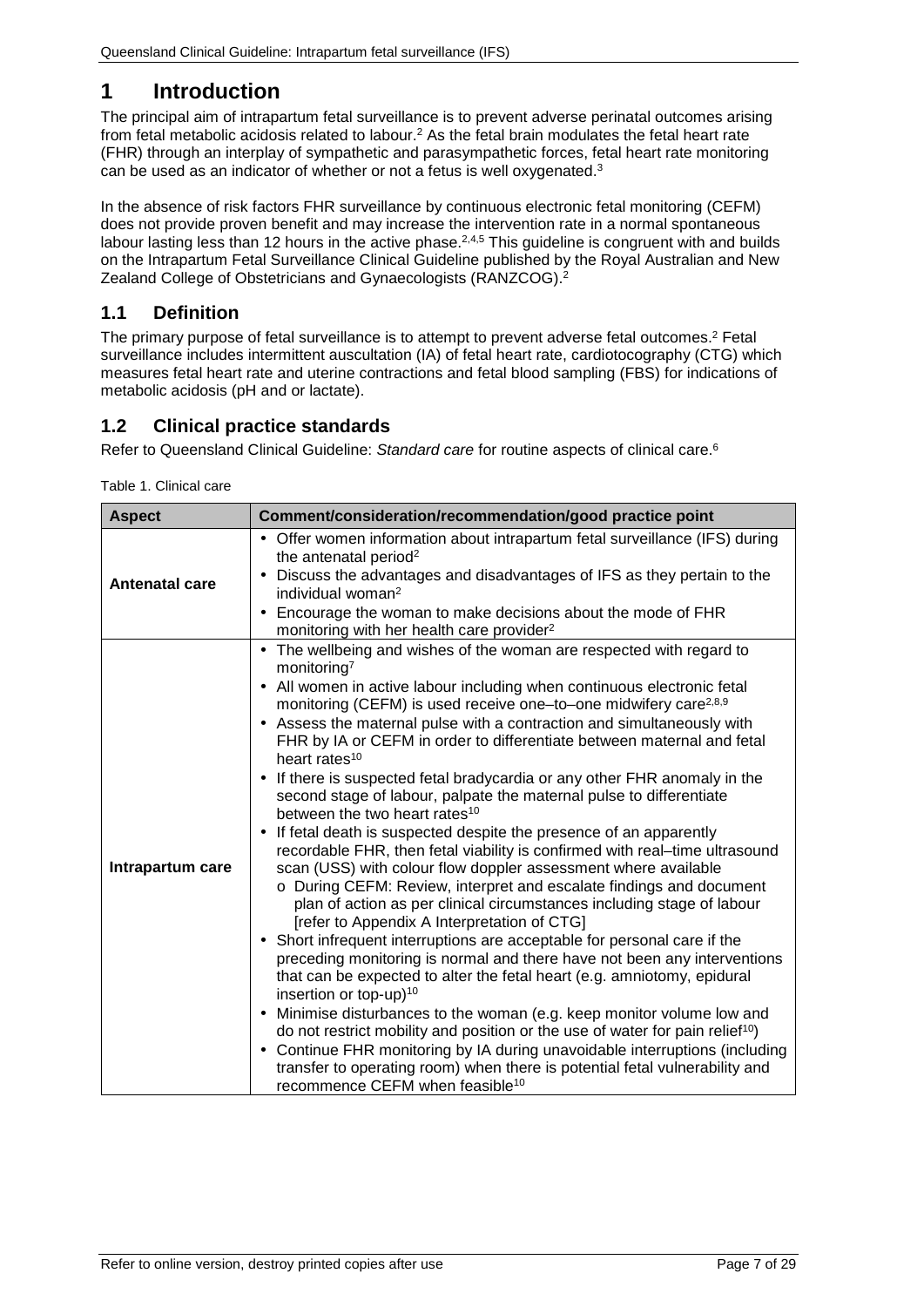# 1 Introduction

The principal aim of intrapartum fetal surveillance is to prevent adverse perinatal outcomes arising from fetal metabolic acidosis related to labour.[2] As the fetal brain modulates the fetal heart rate (FHR) through an interplay of sympathetic and parasympathetic forces, fetal heart rate monitoring can be used as an indicator of whether or not a fetus is well oxygenated.[3]

In the absence of risk factors FHR surveillance by continuous electronic fetal monitoring (CEFM) does not provide proven benefit and may increase the intervention rate in a normal spontaneous labour lasting less than 12 hours in the active phase.[2,4,5] This guideline is congruent with and builds on the Intrapartum Fetal Surveillance Clinical Guideline published by the Royal Australian and New Zealand College of Obstetricians and Gynaecologists (RANZCOG).[2]

## 1.1 Definition

The primary purpose of fetal surveillance is to attempt to prevent adverse fetal outcomes.[2] Fetal surveillance includes intermittent auscultation (IA) of fetal heart rate, cardiotocography (CTG) which measures fetal heart rate and uterine contractions and fetal blood sampling (FBS) for indications of metabolic acidosis (pH and or lactate).

## 1.2 Clinical practice standards

Refer to Queensland Clinical Guideline: *Standard care* for routine aspects of clinical care.[6]

Table 1. Clinical care

| Aspect | Comment/consideration/recommendation/good practice point |
|---|---|
| **Antenatal care** | • Offer women information about intrapartum fetal surveillance (IFS) during the antenatal period[2]<br>• Discuss the advantages and disadvantages of IFS as they pertain to the individual woman[2]<br>• Encourage the woman to make decisions about the mode of FHR monitoring with her health care provider[2] |
| **Intrapartum care** | • The wellbeing and wishes of the woman are respected with regard to monitoring[7]<br>• All women in active labour including when continuous electronic fetal monitoring (CEFM) is used receive one–to–one midwifery care[2,8,9]<br>• Assess the maternal pulse with a contraction and simultaneously with FHR by IA or CEFM in order to differentiate between maternal and fetal heart rates[10]<br>• If there is suspected fetal bradycardia or any other FHR anomaly in the second stage of labour, palpate the maternal pulse to differentiate between the two heart rates[10]<br>• If fetal death is suspected despite the presence of an apparently recordable FHR, then fetal viability is confirmed with real–time ultrasound scan (USS) with colour flow doppler assessment where available<br>  o During CEFM: Review, interpret and escalate findings and document plan of action as per clinical circumstances including stage of labour [refer to Appendix A Interpretation of CTG]<br>• Short infrequent interruptions are acceptable for personal care if the preceding monitoring is normal and there have not been any interventions that can be expected to alter the fetal heart (e.g. amniotomy, epidural insertion or top-up)[10]<br>• Minimise disturbances to the woman (e.g. keep monitor volume low and do not restrict mobility and position or the use of water for pain relief[10])<br>• Continue FHR monitoring by IA during unavoidable interruptions (including transfer to operating room) when there is potential fetal vulnerability and recommence CEFM when feasible[10] |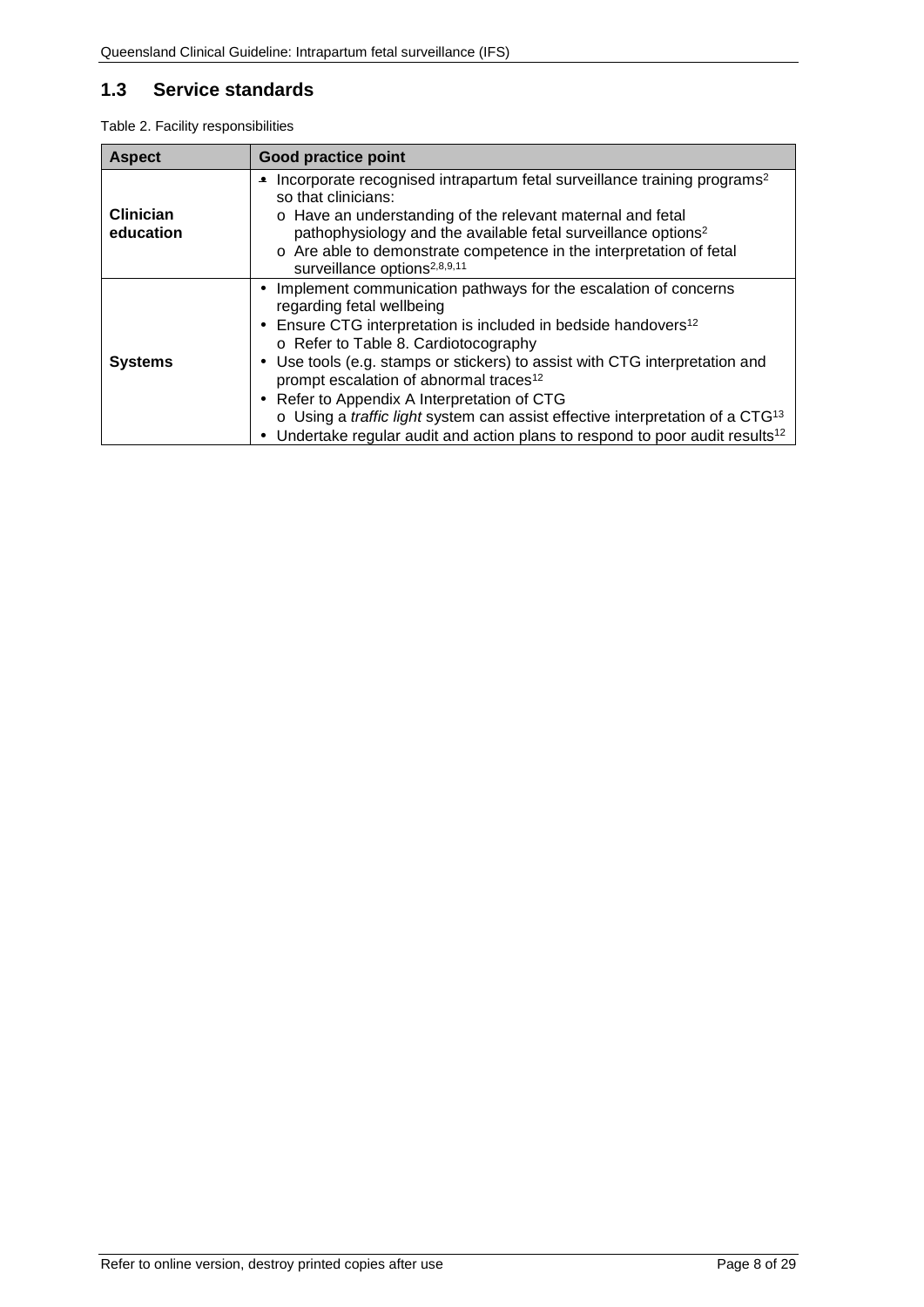## 1.3 Service standards

Table 2. Facility responsibilities

| Aspect | Good practice point |
|---|---|
| **Clinician education** | • Incorporate recognised intrapartum fetal surveillance training programs[2] so that clinicians:<br>o Have an understanding of the relevant maternal and fetal pathophysiology and the available fetal surveillance options[2]<br>o Are able to demonstrate competence in the interpretation of fetal surveillance options[2,8,9,11] |
| **Systems** | • Implement communication pathways for the escalation of concerns regarding fetal wellbeing<br>• Ensure CTG interpretation is included in bedside handovers[12]<br>o Refer to Table 8. Cardiotocography<br>• Use tools (e.g. stamps or stickers) to assist with CTG interpretation and prompt escalation of abnormal traces[12]<br>• Refer to Appendix A Interpretation of CTG<br>o Using a *traffic light* system can assist effective interpretation of a CTG[13]<br>• Undertake regular audit and action plans to respond to poor audit results[12] |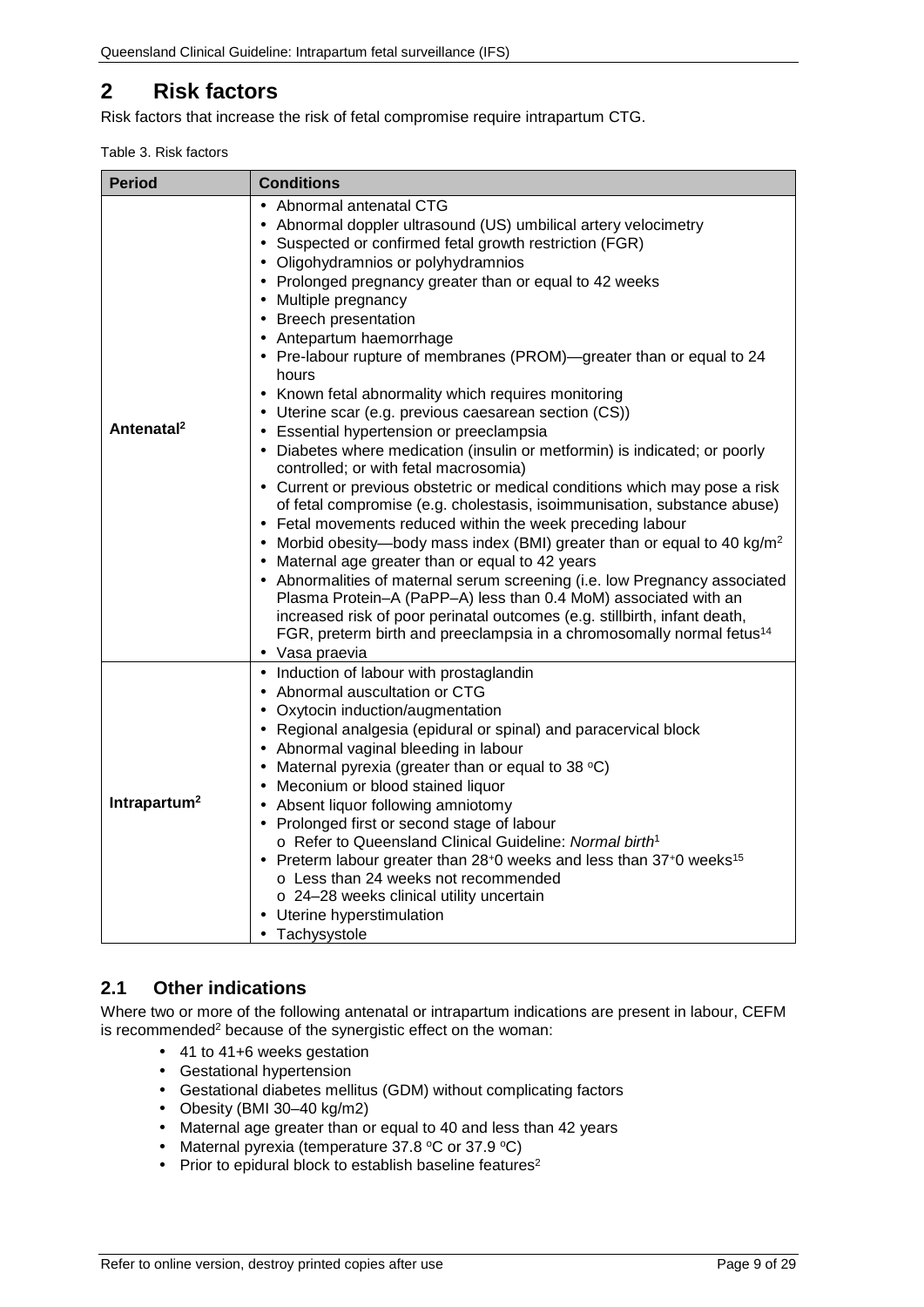## 2 Risk factors

Risk factors that increase the risk of fetal compromise require intrapartum CTG.

Table 3. Risk factors

| Period | Conditions |
|---|---|
| Antenatal[2] | • Abnormal antenatal CTG<br>• Abnormal doppler ultrasound (US) umbilical artery velocimetry<br>• Suspected or confirmed fetal growth restriction (FGR)<br>• Oligohydramnios or polyhydramnios<br>• Prolonged pregnancy greater than or equal to 42 weeks<br>• Multiple pregnancy<br>• Breech presentation<br>• Antepartum haemorrhage<br>• Pre-labour rupture of membranes (PROM)—greater than or equal to 24 hours<br>• Known fetal abnormality which requires monitoring<br>• Uterine scar (e.g. previous caesarean section (CS))<br>• Essential hypertension or preeclampsia<br>• Diabetes where medication (insulin or metformin) is indicated; or poorly controlled; or with fetal macrosomia)<br>• Current or previous obstetric or medical conditions which may pose a risk of fetal compromise (e.g. cholestasis, isoimmunisation, substance abuse)<br>• Fetal movements reduced within the week preceding labour<br>• Morbid obesity—body mass index (BMI) greater than or equal to 40 kg/m$^2$<br>• Maternal age greater than or equal to 42 years<br>• Abnormalities of maternal serum screening (i.e. low Pregnancy associated Plasma Protein–A (PaPP–A) less than 0.4 MoM) associated with an increased risk of poor perinatal outcomes (e.g. stillbirth, infant death, FGR, preterm birth and preeclampsia in a chromosomally normal fetus[14]<br>• Vasa praevia |
| Intrapartum[2] | • Induction of labour with prostaglandin<br>• Abnormal auscultation or CTG<br>• Oxytocin induction/augmentation<br>• Regional analgesia (epidural or spinal) and paracervical block<br>• Abnormal vaginal bleeding in labour<br>• Maternal pyrexia (greater than or equal to 38 °C)<br>• Meconium or blood stained liquor<br>• Absent liquor following amniotomy<br>• Prolonged first or second stage of labour<br>  o Refer to Queensland Clinical Guideline: *Normal birth*[1]<br>• Preterm labour greater than 28+0 weeks and less than 37+0 weeks[15]<br>  o Less than 24 weeks not recommended<br>  o 24–28 weeks clinical utility uncertain<br>• Uterine hyperstimulation<br>• Tachysystole |

### 2.1 Other indications

Where two or more of the following antenatal or intrapartum indications are present in labour, CEFM is recommended[2] because of the synergistic effect on the woman:

- 41 to 41+6 weeks gestation
- Gestational hypertension
- Gestational diabetes mellitus (GDM) without complicating factors
- Obesity (BMI 30–40 kg/m2)
- Maternal age greater than or equal to 40 and less than 42 years
- Maternal pyrexia (temperature 37.8 °C or 37.9 °C)
- Prior to epidural block to establish baseline features[2]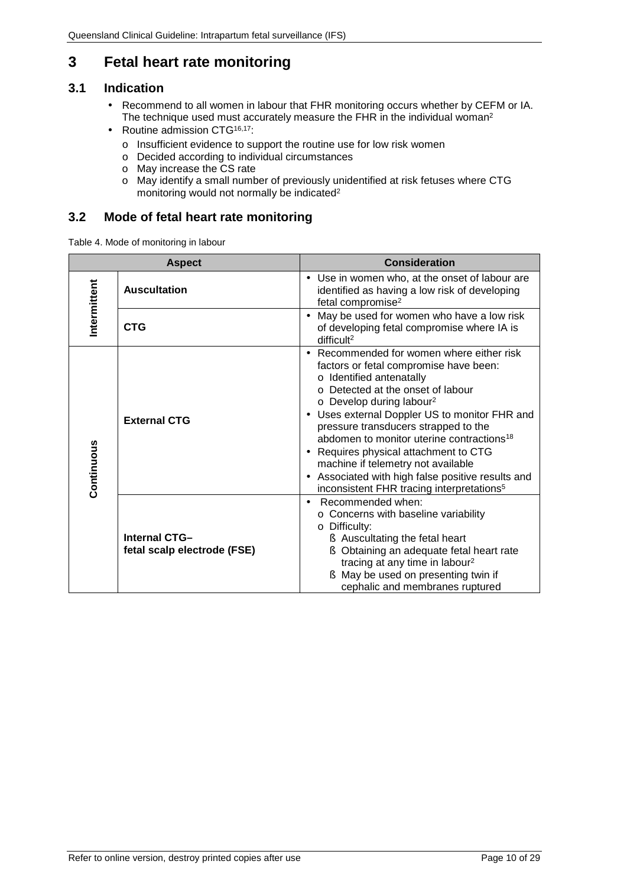# 3 Fetal heart rate monitoring

## 3.1 Indication

- Recommend to all women in labour that FHR monitoring occurs whether by CEFM or IA. The technique used must accurately measure the FHR in the individual woman[2]
- Routine admission CTG[16,17]:
  - Insufficient evidence to support the routine use for low risk women
  - Decided according to individual circumstances
  - May increase the CS rate
  - May identify a small number of previously unidentified at risk fetuses where CTG monitoring would not normally be indicated[2]

## 3.2 Mode of fetal heart rate monitoring

Table 4. Mode of monitoring in labour

| Aspect | | Consideration |
|---|---|---|
| Intermittent | **Auscultation** | • Use in women who, at the onset of labour are identified as having a low risk of developing fetal compromise[2] |
| | **CTG** | • May be used for women who have a low risk of developing fetal compromise where IA is difficult[2] |
| Continuous | **External CTG** | • Recommended for women where either risk factors or fetal compromise have been:<br>o Identified antenatally<br>o Detected at the onset of labour<br>o Develop during labour[2]<br>• Uses external Doppler US to monitor FHR and pressure transducers strapped to the abdomen to monitor uterine contractions[18]<br>• Requires physical attachment to CTG machine if telemetry not available<br>• Associated with high false positive results and inconsistent FHR tracing interpretations[5] |
| | **Internal CTG– fetal scalp electrode (FSE)** | • Recommended when:<br>o Concerns with baseline variability<br>o Difficulty:<br>§ Auscultating the fetal heart<br>§ Obtaining an adequate fetal heart rate tracing at any time in labour[2]<br>§ May be used on presenting twin if cephalic and membranes ruptured |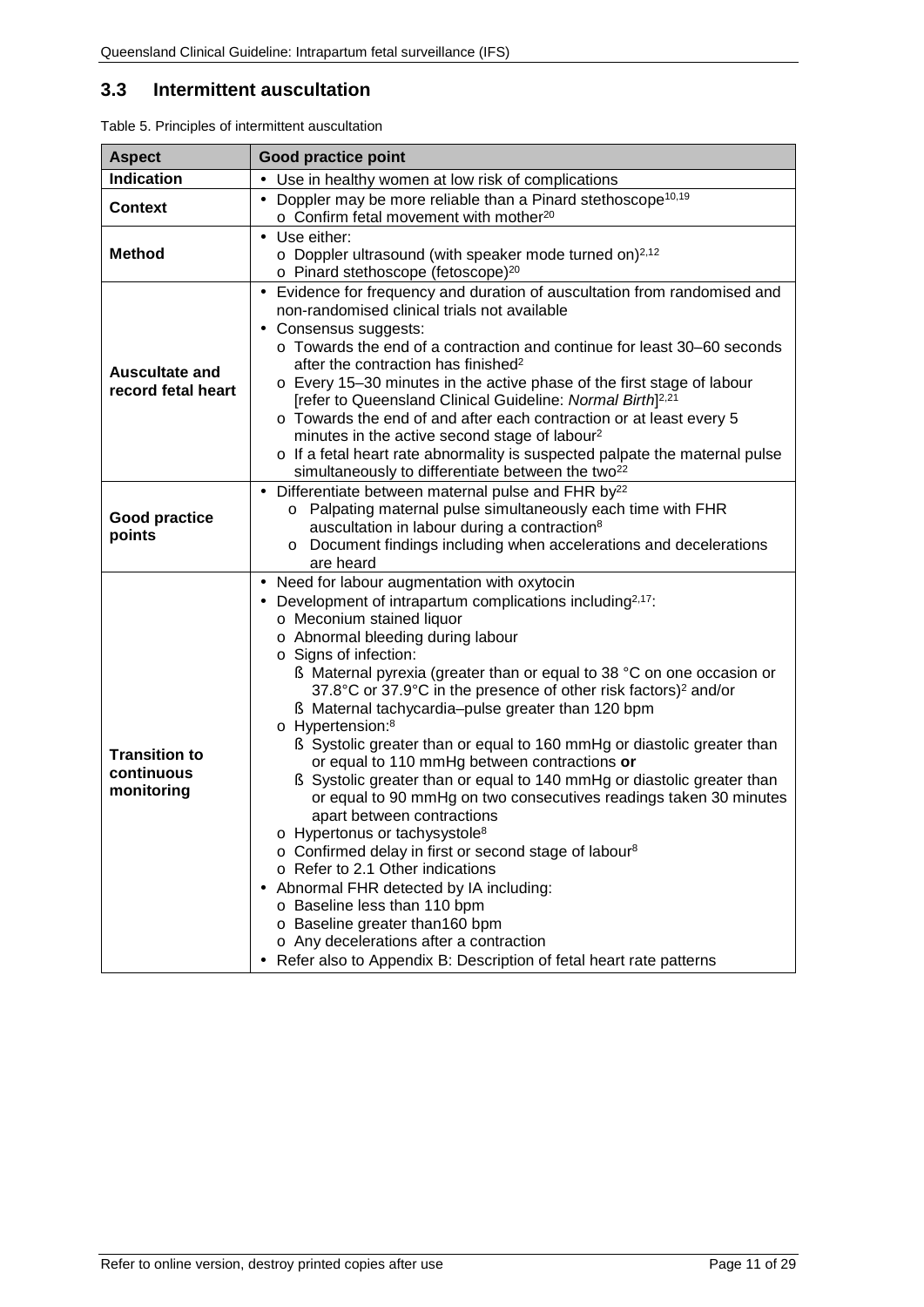## 3.3 Intermittent auscultation

Table 5. Principles of intermittent auscultation

| Aspect | Good practice point |
|---|---|
| **Indication** | • Use in healthy women at low risk of complications |
| **Context** | • Doppler may be more reliable than a Pinard stethoscope[10,19]<br>o Confirm fetal movement with mother[20] |
| **Method** | • Use either:<br>o Doppler ultrasound (with speaker mode turned on)[2,12]<br>o Pinard stethoscope (fetoscope)[20] |
| **Auscultate and record fetal heart** | • Evidence for frequency and duration of auscultation from randomised and non-randomised clinical trials not available<br>• Consensus suggests:<br>o Towards the end of a contraction and continue for least 30–60 seconds after the contraction has finished[2]<br>o Every 15–30 minutes in the active phase of the first stage of labour [refer to Queensland Clinical Guideline: *Normal Birth*][2,21]<br>o Towards the end of and after each contraction or at least every 5 minutes in the active second stage of labour[2]<br>o If a fetal heart rate abnormality is suspected palpate the maternal pulse simultaneously to differentiate between the two[22] |
| **Good practice points** | • Differentiate between maternal pulse and FHR by[22]<br>o Palpating maternal pulse simultaneously each time with FHR auscultation in labour during a contraction[8]<br>o Document findings including when accelerations and decelerations are heard |
| **Transition to continuous monitoring** | • Need for labour augmentation with oxytocin<br>• Development of intrapartum complications including[2,17]:<br>o Meconium stained liquor<br>o Abnormal bleeding during labour<br>o Signs of infection:<br>§ Maternal pyrexia (greater than or equal to 38 °C on one occasion or 37.8°C or 37.9°C in the presence of other risk factors)[2] and/or<br>§ Maternal tachycardia–pulse greater than 120 bpm<br>o Hypertension:[8]<br>§ Systolic greater than or equal to 160 mmHg or diastolic greater than or equal to 110 mmHg between contractions **or**<br>§ Systolic greater than or equal to 140 mmHg or diastolic greater than or equal to 90 mmHg on two consecutives readings taken 30 minutes apart between contractions<br>o Hypertonus or tachysystole[8]<br>o Confirmed delay in first or second stage of labour[8]<br>o Refer to 2.1 Other indications<br>• Abnormal FHR detected by IA including:<br>o Baseline less than 110 bpm<br>o Baseline greater than160 bpm<br>o Any decelerations after a contraction<br>• Refer also to Appendix B: Description of fetal heart rate patterns |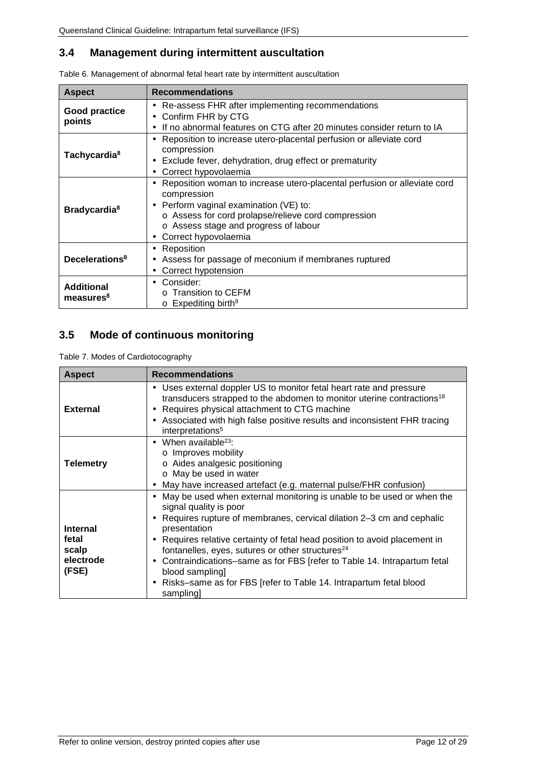## 3.4 Management during intermittent auscultation

Table 6. Management of abnormal fetal heart rate by intermittent auscultation

| Aspect | Recommendations |
|---|---|
| **Good practice points** | • Re-assess FHR after implementing recommendations<br>• Confirm FHR by CTG<br>• If no abnormal features on CTG after 20 minutes consider return to IA |
| **Tachycardia**[8] | • Reposition to increase utero-placental perfusion or alleviate cord compression<br>• Exclude fever, dehydration, drug effect or prematurity<br>• Correct hypovolaemia |
| **Bradycardia**[8] | • Reposition woman to increase utero-placental perfusion or alleviate cord compression<br>• Perform vaginal examination (VE) to:<br>o Assess for cord prolapse/relieve cord compression<br>o Assess stage and progress of labour<br>• Correct hypovolaemia |
| **Decelerations**[8] | • Reposition<br>• Assess for passage of meconium if membranes ruptured<br>• Correct hypotension |
| **Additional measures**[8] | • Consider:<br>o Transition to CEFM<br>o Expediting birth[8] |

## 3.5 Mode of continuous monitoring

Table 7. Modes of Cardiotocography

| Aspect | Recommendations |
|---|---|
| **External** | • Uses external doppler US to monitor fetal heart rate and pressure transducers strapped to the abdomen to monitor uterine contractions[18]<br>• Requires physical attachment to CTG machine<br>• Associated with high false positive results and inconsistent FHR tracing interpretations[5] |
| **Telemetry** | • When available[23]:<br>o Improves mobility<br>o Aides analgesic positioning<br>o May be used in water<br>• May have increased artefact (e.g. maternal pulse/FHR confusion) |
| **Internal fetal scalp electrode (FSE)** | • May be used when external monitoring is unable to be used or when the signal quality is poor<br>• Requires rupture of membranes, cervical dilation 2–3 cm and cephalic presentation<br>• Requires relative certainty of fetal head position to avoid placement in fontanelles, eyes, sutures or other structures[24]<br>• Contraindications–same as for FBS [refer to Table 14. Intrapartum fetal blood sampling]<br>• Risks–same as for FBS [refer to Table 14. Intrapartum fetal blood sampling] |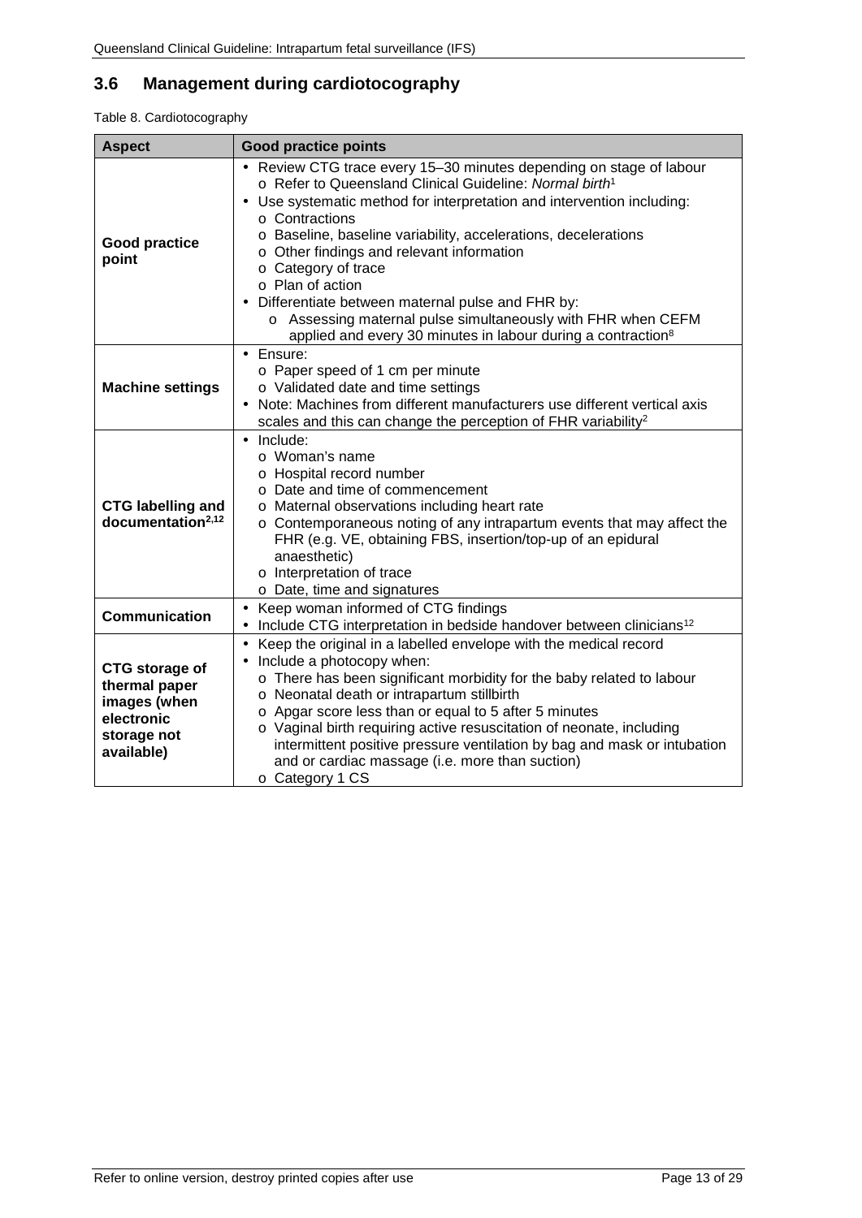## 3.6 Management during cardiotocography

Table 8. Cardiotocography

| Aspect | Good practice points |
|---|---|
| **Good practice point** | • Review CTG trace every 15–30 minutes depending on stage of labour<br>o Refer to Queensland Clinical Guideline: *Normal birth*[1]<br>• Use systematic method for interpretation and intervention including:<br>o Contractions<br>o Baseline, baseline variability, accelerations, decelerations<br>o Other findings and relevant information<br>o Category of trace<br>o Plan of action<br>• Differentiate between maternal pulse and FHR by:<br>o Assessing maternal pulse simultaneously with FHR when CEFM applied and every 30 minutes in labour during a contraction[8] |
| **Machine settings** | • Ensure:<br>o Paper speed of 1 cm per minute<br>o Validated date and time settings<br>• Note: Machines from different manufacturers use different vertical axis scales and this can change the perception of FHR variability[2] |
| **CTG labelling and documentation[2,12]** | • Include:<br>o Woman's name<br>o Hospital record number<br>o Date and time of commencement<br>o Maternal observations including heart rate<br>o Contemporaneous noting of any intrapartum events that may affect the FHR (e.g. VE, obtaining FBS, insertion/top-up of an epidural anaesthetic)<br>o Interpretation of trace<br>o Date, time and signatures |
| **Communication** | • Keep woman informed of CTG findings<br>• Include CTG interpretation in bedside handover between clinicians[12] |
| **CTG storage of thermal paper images (when electronic storage not available)** | • Keep the original in a labelled envelope with the medical record<br>• Include a photocopy when:<br>o There has been significant morbidity for the baby related to labour<br>o Neonatal death or intrapartum stillbirth<br>o Apgar score less than or equal to 5 after 5 minutes<br>o Vaginal birth requiring active resuscitation of neonate, including intermittent positive pressure ventilation by bag and mask or intubation and or cardiac massage (i.e. more than suction)<br>o Category 1 CS |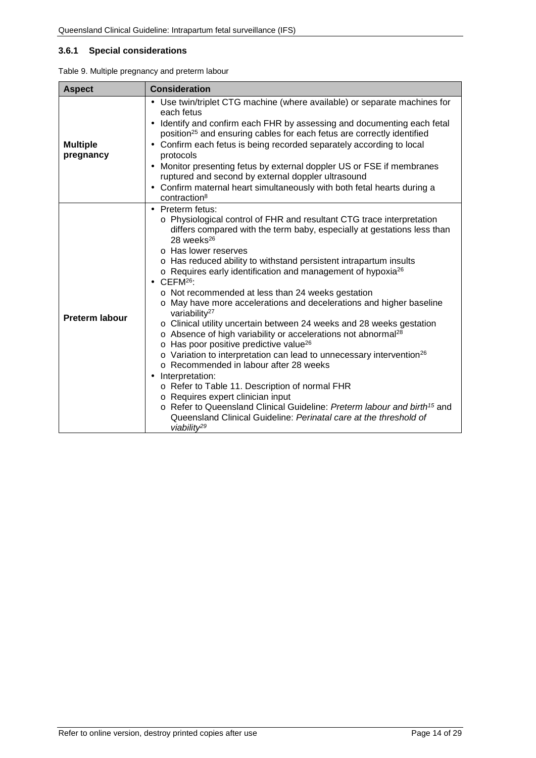### 3.6.1 Special considerations

Table 9. Multiple pregnancy and preterm labour

| Aspect | Consideration |
|---|---|
| **Multiple pregnancy** | • Use twin/triplet CTG machine (where available) or separate machines for each fetus<br>• Identify and confirm each FHR by assessing and documenting each fetal position[25] and ensuring cables for each fetus are correctly identified<br>• Confirm each fetus is being recorded separately according to local protocols<br>• Monitor presenting fetus by external doppler US or FSE if membranes ruptured and second by external doppler ultrasound<br>• Confirm maternal heart simultaneously with both fetal hearts during a contraction[8] |
| **Preterm labour** | • Preterm fetus:<br>o Physiological control of FHR and resultant CTG trace interpretation differs compared with the term baby, especially at gestations less than 28 weeks[26]<br>o Has lower reserves<br>o Has reduced ability to withstand persistent intrapartum insults<br>o Requires early identification and management of hypoxia[26]<br>• CEFM[26]:<br>o Not recommended at less than 24 weeks gestation<br>o May have more accelerations and decelerations and higher baseline variability[27]<br>o Clinical utility uncertain between 24 weeks and 28 weeks gestation<br>o Absence of high variability or accelerations not abnormal[28]<br>o Has poor positive predictive value[26]<br>o Variation to interpretation can lead to unnecessary intervention[26]<br>o Recommended in labour after 28 weeks<br>• Interpretation:<br>o Refer to Table 11. Description of normal FHR<br>o Requires expert clinician input<br>o Refer to Queensland Clinical Guideline: *Preterm labour and birth*[15] and Queensland Clinical Guideline: *Perinatal care at the threshold of viability*[29] |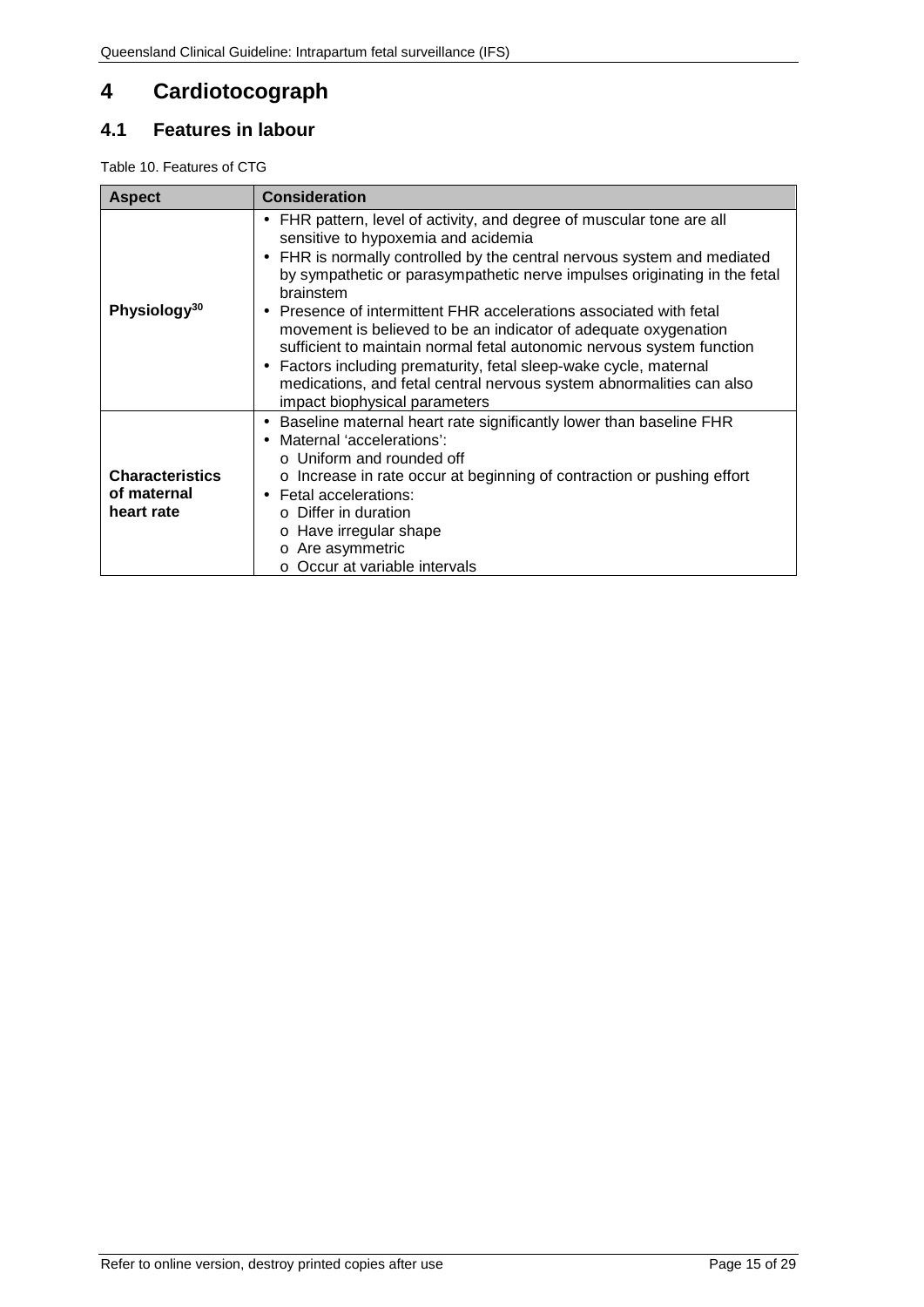# 4 Cardiotocograph

## 4.1 Features in labour

Table 10. Features of CTG

| Aspect | Consideration |
|---|---|
| **Physiology**[30] | • FHR pattern, level of activity, and degree of muscular tone are all sensitive to hypoxemia and acidemia<br>• FHR is normally controlled by the central nervous system and mediated by sympathetic or parasympathetic nerve impulses originating in the fetal brainstem<br>• Presence of intermittent FHR accelerations associated with fetal movement is believed to be an indicator of adequate oxygenation sufficient to maintain normal fetal autonomic nervous system function<br>• Factors including prematurity, fetal sleep-wake cycle, maternal medications, and fetal central nervous system abnormalities can also impact biophysical parameters |
| **Characteristics of maternal heart rate** | • Baseline maternal heart rate significantly lower than baseline FHR<br>• Maternal 'accelerations':<br>o Uniform and rounded off<br>o Increase in rate occur at beginning of contraction or pushing effort<br>• Fetal accelerations:<br>o Differ in duration<br>o Have irregular shape<br>o Are asymmetric<br>o Occur at variable intervals |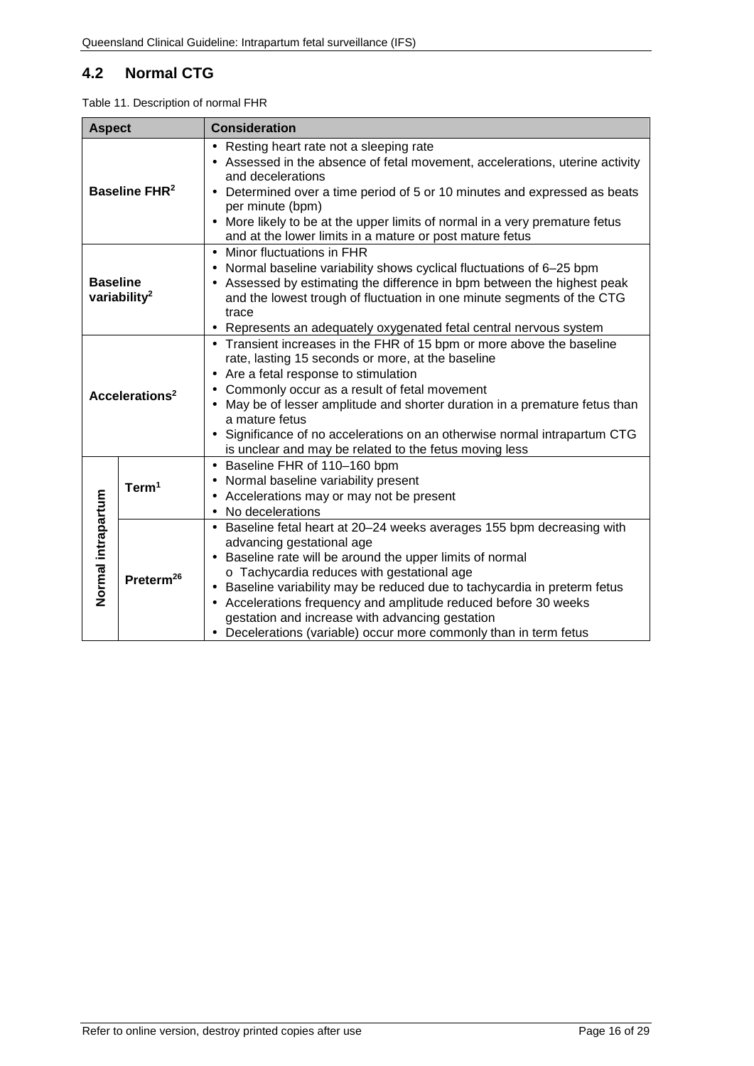## 4.2 Normal CTG

Table 11. Description of normal FHR

| Aspect | | Consideration |
|---|---|---|
| **Baseline FHR[2]** | | • Resting heart rate not a sleeping rate<br>• Assessed in the absence of fetal movement, accelerations, uterine activity and decelerations<br>• Determined over a time period of 5 or 10 minutes and expressed as beats per minute (bpm)<br>• More likely to be at the upper limits of normal in a very premature fetus and at the lower limits in a mature or post mature fetus |
| **Baseline variability[2]** | | • Minor fluctuations in FHR<br>• Normal baseline variability shows cyclical fluctuations of 6–25 bpm<br>• Assessed by estimating the difference in bpm between the highest peak and the lowest trough of fluctuation in one minute segments of the CTG trace<br>• Represents an adequately oxygenated fetal central nervous system |
| **Accelerations[2]** | | • Transient increases in the FHR of 15 bpm or more above the baseline rate, lasting 15 seconds or more, at the baseline<br>• Are a fetal response to stimulation<br>• Commonly occur as a result of fetal movement<br>• May be of lesser amplitude and shorter duration in a premature fetus than a mature fetus<br>• Significance of no accelerations on an otherwise normal intrapartum CTG is unclear and may be related to the fetus moving less |
| **Normal intrapartum** | **Term[1]** | • Baseline FHR of 110–160 bpm<br>• Normal baseline variability present<br>• Accelerations may or may not be present<br>• No decelerations |
| | **Preterm[26]** | • Baseline fetal heart at 20–24 weeks averages 155 bpm decreasing with advancing gestational age<br>• Baseline rate will be around the upper limits of normal<br>o Tachycardia reduces with gestational age<br>• Baseline variability may be reduced due to tachycardia in preterm fetus<br>• Accelerations frequency and amplitude reduced before 30 weeks gestation and increase with advancing gestation<br>• Decelerations (variable) occur more commonly than in term fetus |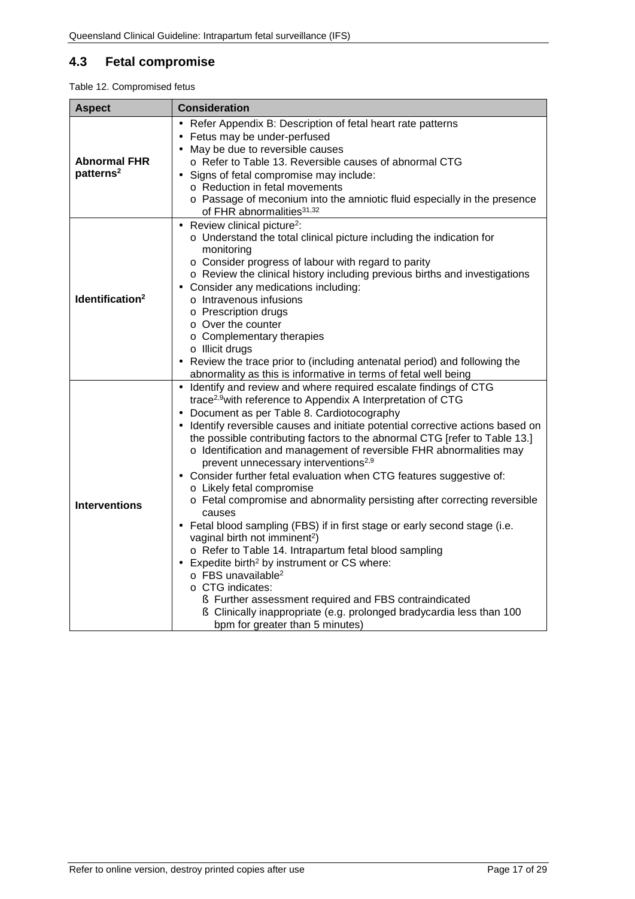## 4.3 Fetal compromise

Table 12. Compromised fetus

| Aspect | Consideration |
|---|---|
| **Abnormal FHR patterns**[2] | • Refer Appendix B: Description of fetal heart rate patterns<br>• Fetus may be under-perfused<br>• May be due to reversible causes<br>  o Refer to Table 13. Reversible causes of abnormal CTG<br>• Signs of fetal compromise may include:<br>  o Reduction in fetal movements<br>  o Passage of meconium into the amniotic fluid especially in the presence of FHR abnormalities[31,32] |
| **Identification**[2] | • Review clinical picture[2]:<br>  o Understand the total clinical picture including the indication for monitoring<br>  o Consider progress of labour with regard to parity<br>  o Review the clinical history including previous births and investigations<br>• Consider any medications including:<br>  o Intravenous infusions<br>  o Prescription drugs<br>  o Over the counter<br>  o Complementary therapies<br>  o Illicit drugs<br>• Review the trace prior to (including antenatal period) and following the abnormality as this is informative in terms of fetal well being |
| **Interventions** | • Identify and review and where required escalate findings of CTG trace[2,9] with reference to Appendix A Interpretation of CTG<br>• Document as per Table 8. Cardiotocography<br>• Identify reversible causes and initiate potential corrective actions based on the possible contributing factors to the abnormal CTG [refer to Table 13.]<br>  o Identification and management of reversible FHR abnormalities may prevent unnecessary interventions[2,9]<br>• Consider further fetal evaluation when CTG features suggestive of:<br>  o Likely fetal compromise<br>  o Fetal compromise and abnormality persisting after correcting reversible causes<br>• Fetal blood sampling (FBS) if in first stage or early second stage (i.e. vaginal birth not imminent[2])<br>  o Refer to Table 14. Intrapartum fetal blood sampling<br>• Expedite birth[2] by instrument or CS where:<br>  o FBS unavailable[2]<br>  o CTG indicates:<br>    § Further assessment required and FBS contraindicated<br>    § Clinically inappropriate (e.g. prolonged bradycardia less than 100 bpm for greater than 5 minutes) |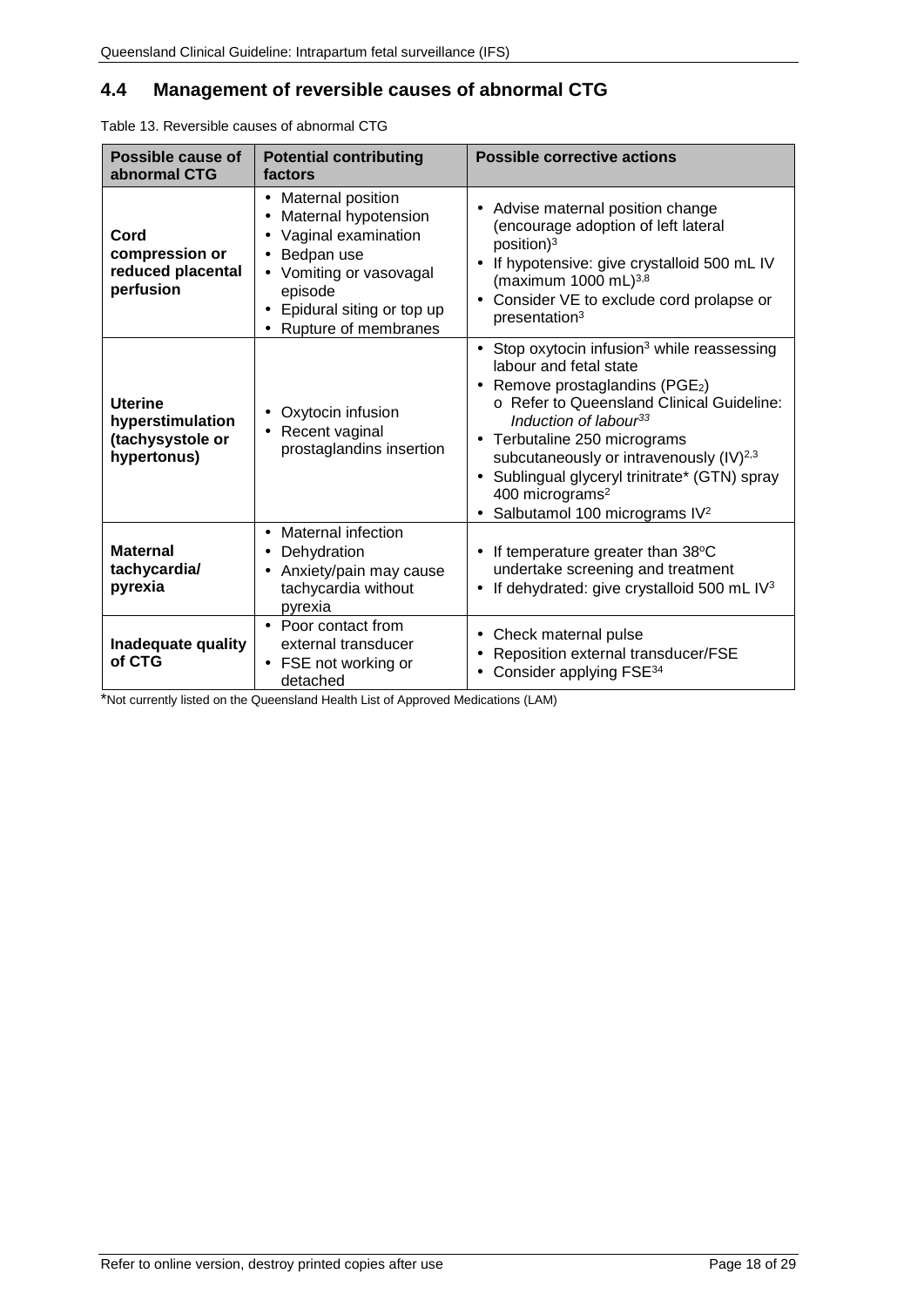## 4.4 Management of reversible causes of abnormal CTG

Table 13. Reversible causes of abnormal CTG

| Possible cause of abnormal CTG | Potential contributing factors | Possible corrective actions |
|---|---|---|
| **Cord compression or reduced placental perfusion** | • Maternal position<br>• Maternal hypotension<br>• Vaginal examination<br>• Bedpan use<br>• Vomiting or vasovagal episode<br>• Epidural siting or top up<br>• Rupture of membranes | • Advise maternal position change (encourage adoption of left lateral position)[3]<br>• If hypotensive: give crystalloid 500 mL IV (maximum 1000 mL)[3,8]<br>• Consider VE to exclude cord prolapse or presentation[3] |
| **Uterine hyperstimulation (tachysystole or hypertonus)** | • Oxytocin infusion<br>• Recent vaginal prostaglandins insertion | • Stop oxytocin infusion[3] while reassessing labour and fetal state<br>• Remove prostaglandins ($PGE_2$)<br>  o Refer to Queensland Clinical Guideline: *Induction of labour*[33]<br>• Terbutaline 250 micrograms subcutaneously or intravenously (IV)[2,3]<br>• Sublingual glyceryl trinitrate* (GTN) spray 400 micrograms[2]<br>• Salbutamol 100 micrograms IV[2] |
| **Maternal tachycardia/ pyrexia** | • Maternal infection<br>• Dehydration<br>• Anxiety/pain may cause tachycardia without pyrexia | • If temperature greater than 38°C undertake screening and treatment<br>• If dehydrated: give crystalloid 500 mL IV[3] |
| **Inadequate quality of CTG** | • Poor contact from external transducer<br>• FSE not working or detached | • Check maternal pulse<br>• Reposition external transducer/FSE<br>• Consider applying FSE[34] |

*Not currently listed on the Queensland Health List of Approved Medications (LAM)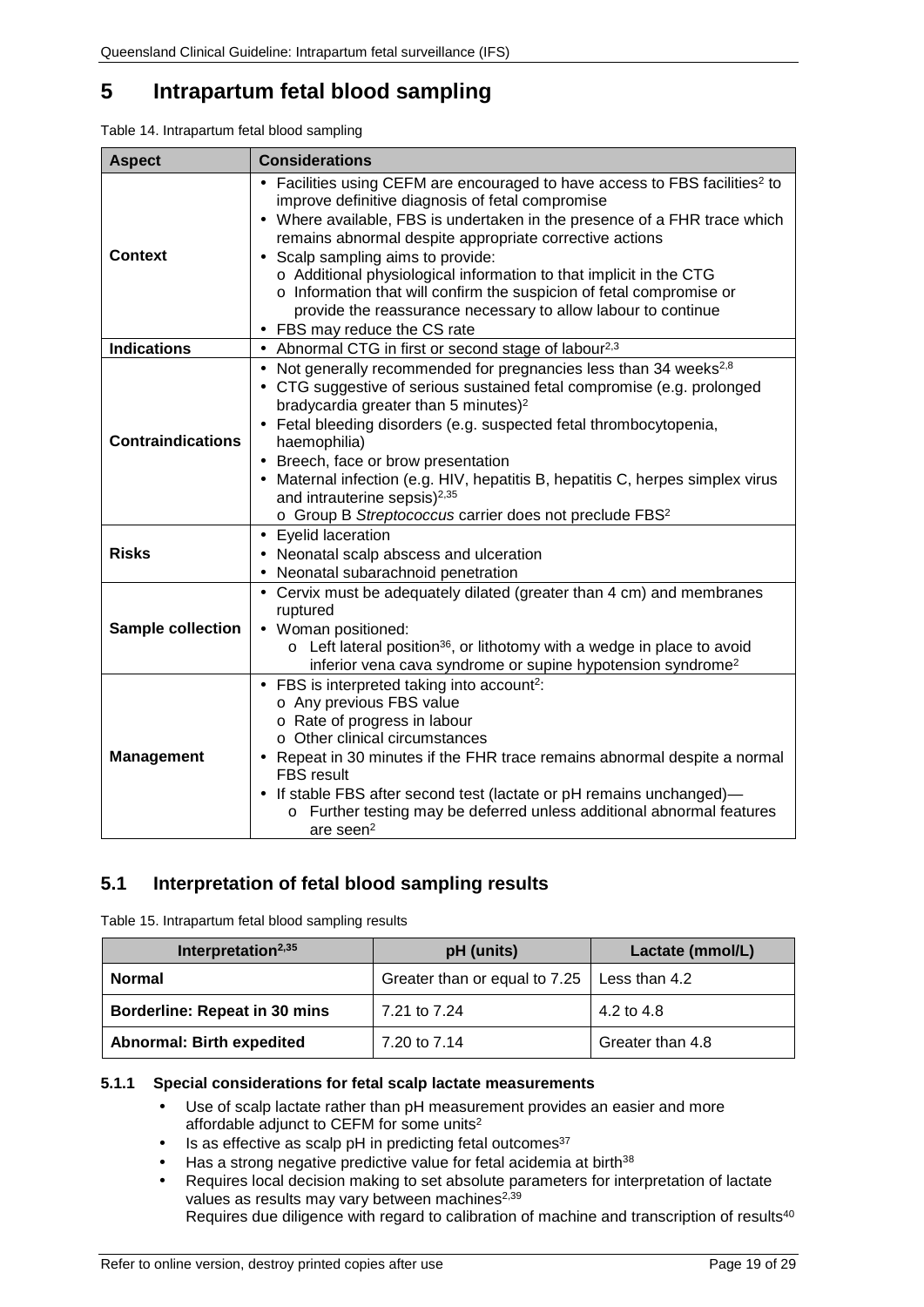# 5 Intrapartum fetal blood sampling

Table 14. Intrapartum fetal blood sampling

| Aspect | Considerations |
|---|---|
| **Context** | • Facilities using CEFM are encouraged to have access to FBS facilities[2] to improve definitive diagnosis of fetal compromise<br>• Where available, FBS is undertaken in the presence of a FHR trace which remains abnormal despite appropriate corrective actions<br>• Scalp sampling aims to provide:<br>  o Additional physiological information to that implicit in the CTG<br>  o Information that will confirm the suspicion of fetal compromise or provide the reassurance necessary to allow labour to continue<br>• FBS may reduce the CS rate |
| **Indications** | • Abnormal CTG in first or second stage of labour[2,3] |
| **Contraindications** | • Not generally recommended for pregnancies less than 34 weeks[2,8]<br>• CTG suggestive of serious sustained fetal compromise (e.g. prolonged bradycardia greater than 5 minutes)[2]<br>• Fetal bleeding disorders (e.g. suspected fetal thrombocytopenia, haemophilia)<br>• Breech, face or brow presentation<br>• Maternal infection (e.g. HIV, hepatitis B, hepatitis C, herpes simplex virus and intrauterine sepsis)[2,35]<br>  o Group B *Streptococcus* carrier does not preclude FBS[2] |
| **Risks** | • Eyelid laceration<br>• Neonatal scalp abscess and ulceration<br>• Neonatal subarachnoid penetration |
| **Sample collection** | • Cervix must be adequately dilated (greater than 4 cm) and membranes ruptured<br>• Woman positioned:<br>  o Left lateral position[36], or lithotomy with a wedge in place to avoid inferior vena cava syndrome or supine hypotension syndrome[2] |
| **Management** | • FBS is interpreted taking into account[2]:<br>  o Any previous FBS value<br>  o Rate of progress in labour<br>  o Other clinical circumstances<br>• Repeat in 30 minutes if the FHR trace remains abnormal despite a normal FBS result<br>• If stable FBS after second test (lactate or pH remains unchanged)—<br>  o Further testing may be deferred unless additional abnormal features are seen[2] |

## 5.1 Interpretation of fetal blood sampling results

Table 15. Intrapartum fetal blood sampling results

| Interpretation[2,35] | pH (units) | Lactate (mmol/L) |
|---|---|---|
| **Normal** | Greater than or equal to 7.25 | Less than 4.2 |
| **Borderline: Repeat in 30 mins** | 7.21 to 7.24 | 4.2 to 4.8 |
| **Abnormal: Birth expedited** | 7.20 to 7.14 | Greater than 4.8 |

### 5.1.1 Special considerations for fetal scalp lactate measurements

- Use of scalp lactate rather than pH measurement provides an easier and more affordable adjunct to CEFM for some units[2]
- Is as effective as scalp pH in predicting fetal outcomes[37]
- Has a strong negative predictive value for fetal acidemia at birth[38]
- Requires local decision making to set absolute parameters for interpretation of lactate values as results may vary between machines[2,39]
  Requires due diligence with regard to calibration of machine and transcription of results[40]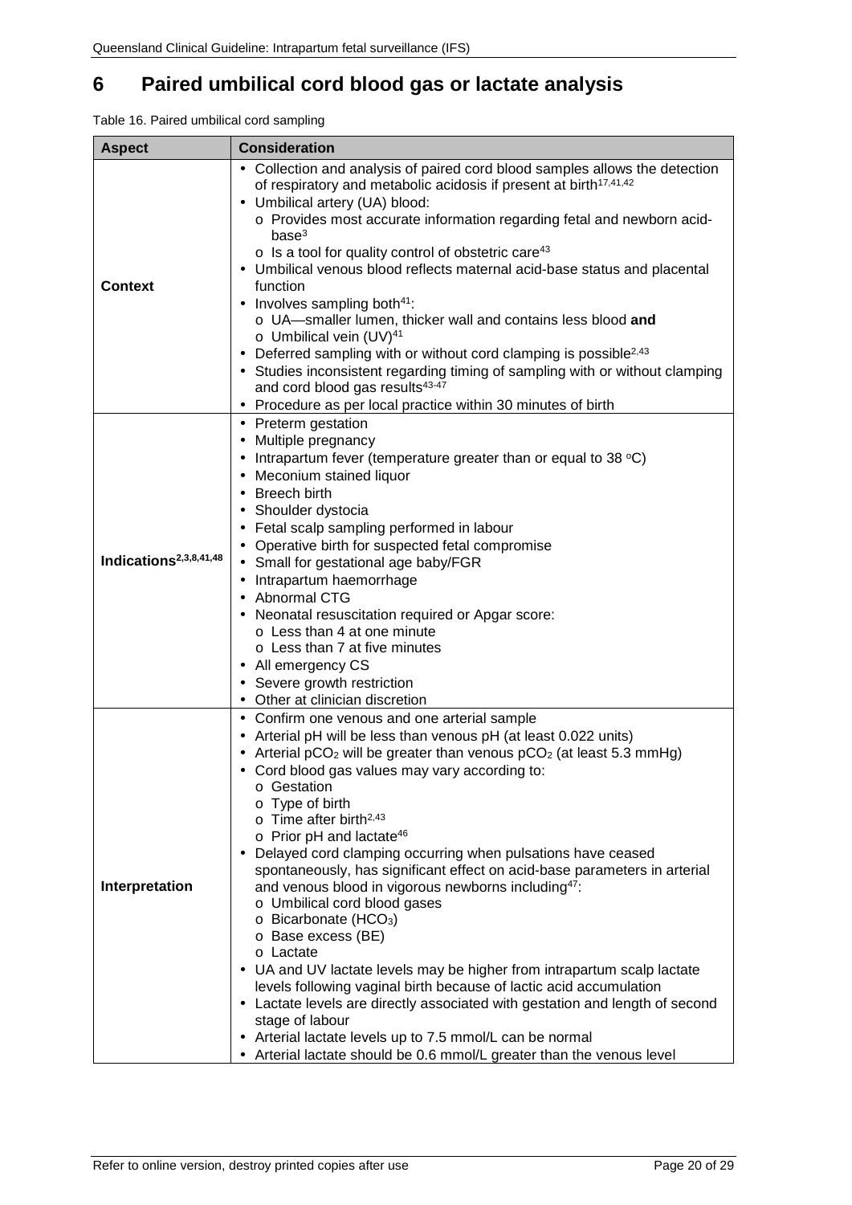# 6 Paired umbilical cord blood gas or lactate analysis

Table 16. Paired umbilical cord sampling

| Aspect | Consideration |
|---|---|
| **Context** | • Collection and analysis of paired cord blood samples allows the detection of respiratory and metabolic acidosis if present at birth[17,41,42]<br>• Umbilical artery (UA) blood:<br>o Provides most accurate information regarding fetal and newborn acid-base[3]<br>o Is a tool for quality control of obstetric care[43]<br>• Umbilical venous blood reflects maternal acid-base status and placental function<br>• Involves sampling both[41]:<br>o UA—smaller lumen, thicker wall and contains less blood **and**<br>o Umbilical vein (UV)[41]<br>• Deferred sampling with or without cord clamping is possible[2,43]<br>• Studies inconsistent regarding timing of sampling with or without clamping and cord blood gas results[43-47]<br>• Procedure as per local practice within 30 minutes of birth |
| **Indications[2,3,8,41,48]** | • Preterm gestation<br>• Multiple pregnancy<br>• Intrapartum fever (temperature greater than or equal to 38 °C)<br>• Meconium stained liquor<br>• Breech birth<br>• Shoulder dystocia<br>• Fetal scalp sampling performed in labour<br>• Operative birth for suspected fetal compromise<br>• Small for gestational age baby/FGR<br>• Intrapartum haemorrhage<br>• Abnormal CTG<br>• Neonatal resuscitation required or Apgar score:<br>o Less than 4 at one minute<br>o Less than 7 at five minutes<br>• All emergency CS<br>• Severe growth restriction<br>• Other at clinician discretion |
| **Interpretation** | • Confirm one venous and one arterial sample<br>• Arterial pH will be less than venous pH (at least 0.022 units)<br>• Arterial $pCO_2$ will be greater than venous $pCO_2$ (at least 5.3 mmHg)<br>• Cord blood gas values may vary according to:<br>o Gestation<br>o Type of birth<br>o Time after birth[2,43]<br>o Prior pH and lactate[46]<br>• Delayed cord clamping occurring when pulsations have ceased spontaneously, has significant effect on acid-base parameters in arterial and venous blood in vigorous newborns including[47]:<br>o Umbilical cord blood gases<br>o Bicarbonate ($HCO_3$)<br>o Base excess (BE)<br>o Lactate<br>• UA and UV lactate levels may be higher from intrapartum scalp lactate levels following vaginal birth because of lactic acid accumulation<br>• Lactate levels are directly associated with gestation and length of second stage of labour<br>• Arterial lactate levels up to 7.5 mmol/L can be normal<br>• Arterial lactate should be 0.6 mmol/L greater than the venous level |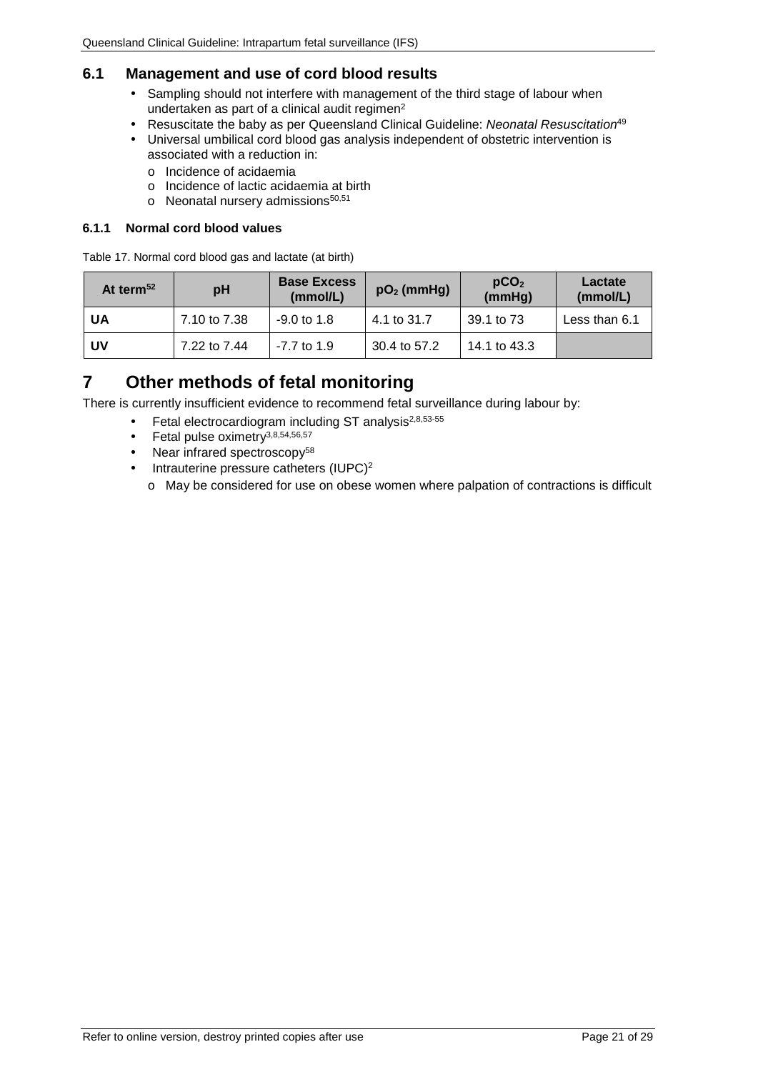## 6.1 Management and use of cord blood results

- Sampling should not interfere with management of the third stage of labour when undertaken as part of a clinical audit regimen[2]
- Resuscitate the baby as per Queensland Clinical Guideline: *Neonatal Resuscitation*[49]
- Universal umbilical cord blood gas analysis independent of obstetric intervention is associated with a reduction in:
  - Incidence of acidaemia
  - Incidence of lactic acidaemia at birth
  - Neonatal nursery admissions[50,51]

### 6.1.1 Normal cord blood values

Table 17. Normal cord blood gas and lactate (at birth)

| At term[52] | pH | Base Excess (mmol/L) | $pO_2$ (mmHg) | $pCO_2$ (mmHg) | Lactate (mmol/L) |
|---|---|---|---|---|---|
| **UA** | 7.10 to 7.38 | -9.0 to 1.8 | 4.1 to 31.7 | 39.1 to 73 | Less than 6.1 |
| **UV** | 7.22 to 7.44 | -7.7 to 1.9 | 30.4 to 57.2 | 14.1 to 43.3 | |

# 7 Other methods of fetal monitoring

There is currently insufficient evidence to recommend fetal surveillance during labour by:

- Fetal electrocardiogram including ST analysis[2,8,53-55]
- Fetal pulse oximetry[3,8,54,56,57]
- Near infrared spectroscopy[58]
- Intrauterine pressure catheters (IUPC)[2]
  - May be considered for use on obese women where palpation of contractions is difficult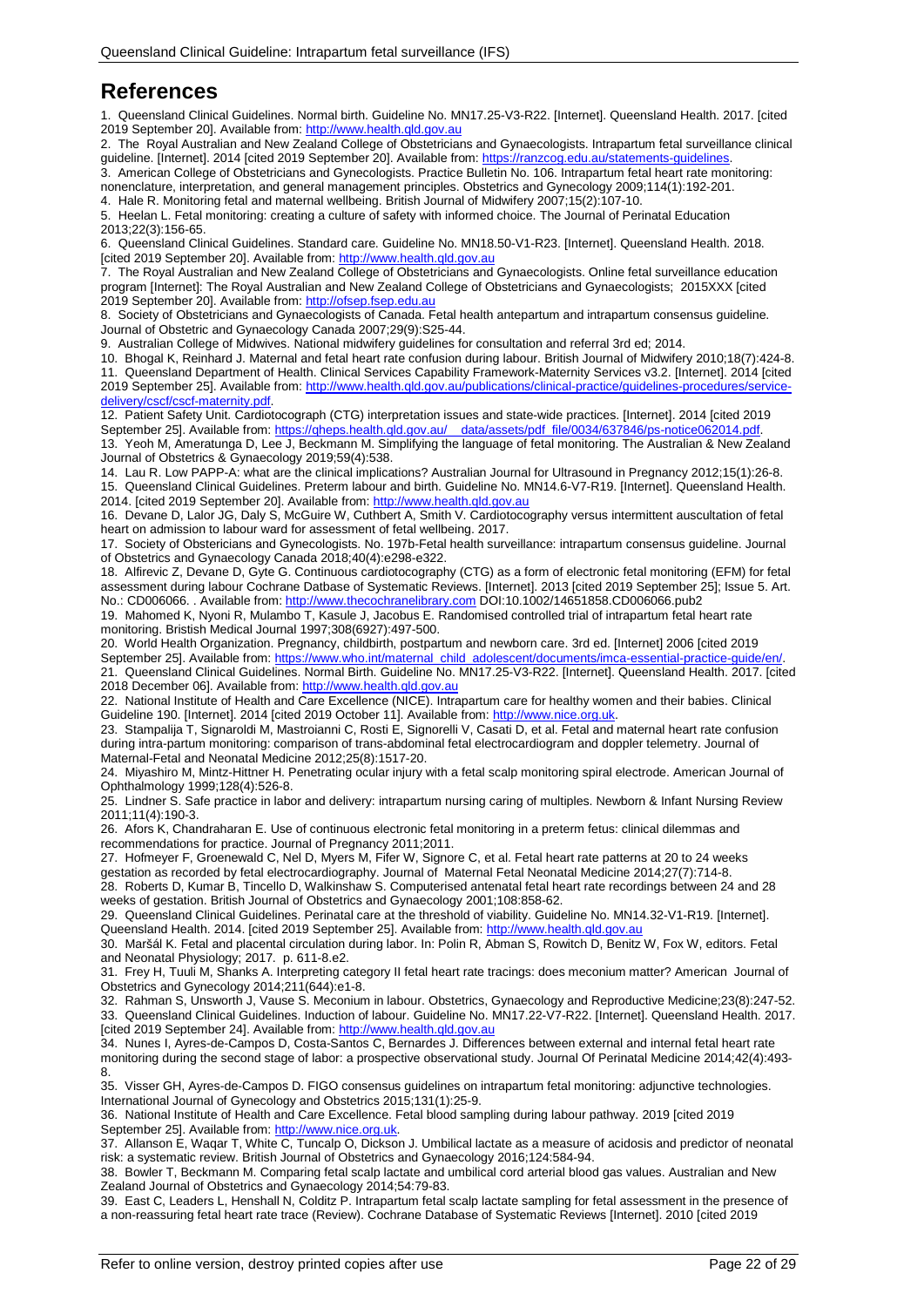# References

1. Queensland Clinical Guidelines. Normal birth. Guideline No. MN17.25-V3-R22. [Internet]. Queensland Health. 2017. [cited 2019 September 20]. Available from: http://www.health.qld.gov.au
2. The Royal Australian and New Zealand College of Obstetricians and Gynaecologists. Intrapartum fetal surveillance clinical guideline. [Internet]. 2014 [cited 2019 September 20]. Available from: https://ranzcog.edu.au/statements-guidelines.
3. American College of Obstetricians and Gynecologists. Practice Bulletin No. 106. Intrapartum fetal heart rate monitoring: nonenclature, interpretation, and general management principles. Obstetrics and Gynecology 2009;114(1):192-201.
4. Hale R. Monitoring fetal and maternal wellbeing. British Journal of Midwifery 2007;15(2):107-10.
5. Heelan L. Fetal monitoring: creating a culture of safety with informed choice. The Journal of Perinatal Education 2013;22(3):156-65.
6. Queensland Clinical Guidelines. Standard care. Guideline No. MN18.50-V1-R23. [Internet]. Queensland Health. 2018. [cited 2019 September 20]. Available from: http://www.health.qld.gov.au
7. The Royal Australian and New Zealand College of Obstetricians and Gynaecologists. Online fetal surveillance education program [Internet]: The Royal Australian and New Zealand College of Obstetricians and Gynaecologists; 2015XXX [cited 2019 September 20]. Available from: http://ofsep.fsep.edu.au
8. Society of Obstetricians and Gynaecologists of Canada. Fetal health antepartum and intrapartum consensus guideline. Journal of Obstetric and Gynaecology Canada 2007;29(9):S25-44.
9. Australian College of Midwives. National midwifery guidelines for consultation and referral 3rd ed; 2014.
10. Bhogal K, Reinhard J. Maternal and fetal heart rate confusion during labour. British Journal of Midwifery 2010;18(7):424-8.
11. Queensland Department of Health. Clinical Services Capability Framework-Maternity Services v3.2. [Internet]. 2014 [cited 2019 September 25]. Available from: http://www.health.qld.gov.au/publications/clinical-practice/guidelines-procedures/service-delivery/cscf/cscf-maternity.pdf.
12. Patient Safety Unit. Cardiotocograph (CTG) interpretation issues and state-wide practices. [Internet]. 2014 [cited 2019 September 25]. Available from: https://qheps.health.qld.gov.au/__data/assets/pdf_file/0034/637846/ps-notice062014.pdf.
13. Yeoh M, Ameratunga D, Lee J, Beckmann M. Simplifying the language of fetal monitoring. The Australian & New Zealand Journal of Obstetrics & Gynaecology 2019;59(4):538.
14. Lau R. Low PAPP-A: what are the clinical implications? Australian Journal for Ultrasound in Pregnancy 2012;15(1):26-8.
15. Queensland Clinical Guidelines. Preterm labour and birth. Guideline No. MN14.6-V7-R19. [Internet]. Queensland Health. 2014. [cited 2019 September 20]. Available from: http://www.health.qld.gov.au
16. Devane D, Lalor JG, Daly S, McGuire W, Cuthbert A, Smith V. Cardiotocography versus intermittent auscultation of fetal heart on admission to labour ward for assessment of fetal wellbeing. 2017.
17. Society of Obstericians and Gynecologists. No. 197b-Fetal health surveillance: intrapartum consensus guideline. Journal of Obstetrics and Gynaecology Canada 2018;40(4):e298-e322.
18. Alfirevic Z, Devane D, Gyte G. Continuous cardiotocography (CTG) as a form of electronic fetal monitoring (EFM) for fetal assessment during labour Cochrane Datbase of Systematic Reviews. [Internet]. 2013 [cited 2019 September 25]; Issue 5. Art. No.: CD006066. . Available from: http://www.thecochranelibrary.com DOI:10.1002/14651858.CD006066.pub2
19. Mahomed K, Nyoni R, Mulambo T, Kasule J, Jacobus E. Randomised controlled trial of intrapartum fetal heart rate monitoring. Bristish Medical Journal 1997;308(6927):497-500.
20. World Health Organization. Pregnancy, childbirth, postpartum and newborn care. 3rd ed. [Internet] 2006 [cited 2019 September 25]. Available from: https://www.who.int/maternal_child_adolescent/documents/imca-essential-practice-guide/en/.
21. Queensland Clinical Guidelines. Normal Birth. Guideline No. MN17.25-V3-R22. [Internet]. Queensland Health. 2017. [cited 2018 December 06]. Available from: http://www.health.qld.gov.au
22. National Institute of Health and Care Excellence (NICE). Intrapartum care for healthy women and their babies. Clinical Guideline 190. [Internet]. 2014 [cited 2019 October 11]. Available from: http://www.nice.org.uk.
23. Stampalija T, Signaroldi M, Mastroianni C, Rosti E, Signorelli V, Casati D, et al. Fetal and maternal heart rate confusion during intra-partum monitoring: comparison of trans-abdominal fetal electrocardiogram and doppler telemetry. Journal of Maternal-Fetal and Neonatal Medicine 2012;25(8):1517-20.
24. Miyashiro M, Mintz-Hittner H. Penetrating ocular injury with a fetal scalp monitoring spiral electrode. American Journal of Ophthalmology 1999;128(4):526-8.
25. Lindner S. Safe practice in labor and delivery: intrapartum nursing caring of multiples. Newborn & Infant Nursing Review 2011;11(4):190-3.
26. Afors K, Chandraharan E. Use of continuous electronic fetal monitoring in a preterm fetus: clinical dilemmas and recommendations for practice. Journal of Pregnancy 2011;2011.
27. Hofmeyer F, Groenewald C, Nel D, Myers M, Fifer W, Signore C, et al. Fetal heart rate patterns at 20 to 24 weeks gestation as recorded by fetal electrocardiography. Journal of Maternal Fetal Neonatal Medicine 2014;27(7):714-8.
28. Roberts D, Kumar B, Tincello D, Walkinshaw S. Computerised antenatal fetal heart rate recordings between 24 and 28 weeks of gestation. British Journal of Obstetrics and Gynaecology 2001;108:858-62.
29. Queensland Clinical Guidelines. Perinatal care at the threshold of viability. Guideline No. MN14.32-V1-R19. [Internet]. Queensland Health. 2014. [cited 2019 September 25]. Available from: http://www.health.qld.gov.au
30. Maršál K. Fetal and placental circulation during labor. In: Polin R, Abman S, Rowitch D, Benitz W, Fox W, editors. Fetal and Neonatal Physiology; 2017. p. 611-8.e2.
31. Frey H, Tuuli M, Shanks A. Interpreting category II fetal heart rate tracings: does meconium matter? American Journal of Obstetrics and Gynecology 2014;211(644):e1-8.
32. Rahman S, Unsworth J, Vause S. Meconium in labour. Obstetrics, Gynaecology and Reproductive Medicine;23(8):247-52.
33. Queensland Clinical Guidelines. Induction of labour. Guideline No. MN17.22-V7-R22. [Internet]. Queensland Health. 2017. [cited 2019 September 24]. Available from: http://www.health.qld.gov.au
34. Nunes I, Ayres-de-Campos D, Costa-Santos C, Bernardes J. Differences between external and internal fetal heart rate monitoring during the second stage of labor: a prospective observational study. Journal Of Perinatal Medicine 2014;42(4):493-8.
35. Visser GH, Ayres-de-Campos D. FIGO consensus guidelines on intrapartum fetal monitoring: adjunctive technologies. International Journal of Gynecology and Obstetrics 2015;131(1):25-9.
36. National Institute of Health and Care Excellence. Fetal blood sampling during labour pathway. 2019 [cited 2019 September 25]. Available from: http://www.nice.org.uk.
37. Allanson E, Waqar T, White C, Tuncalp O, Dickson J. Umbilical lactate as a measure of acidosis and predictor of neonatal risk: a systematic review. British Journal of Obstetrics and Gynaecology 2016;124:584-94.
38. Bowler T, Beckmann M. Comparing fetal scalp lactate and umbilical cord arterial blood gas values. Australian and New Zealand Journal of Obstetrics and Gynaecology 2014;54:79-83.
39. East C, Leaders L, Henshall N, Colditz P. Intrapartum fetal scalp lactate sampling for fetal assessment in the presence of a non-reassuring fetal heart rate trace (Review). Cochrane Database of Systematic Reviews [Internet]. 2010 [cited 2019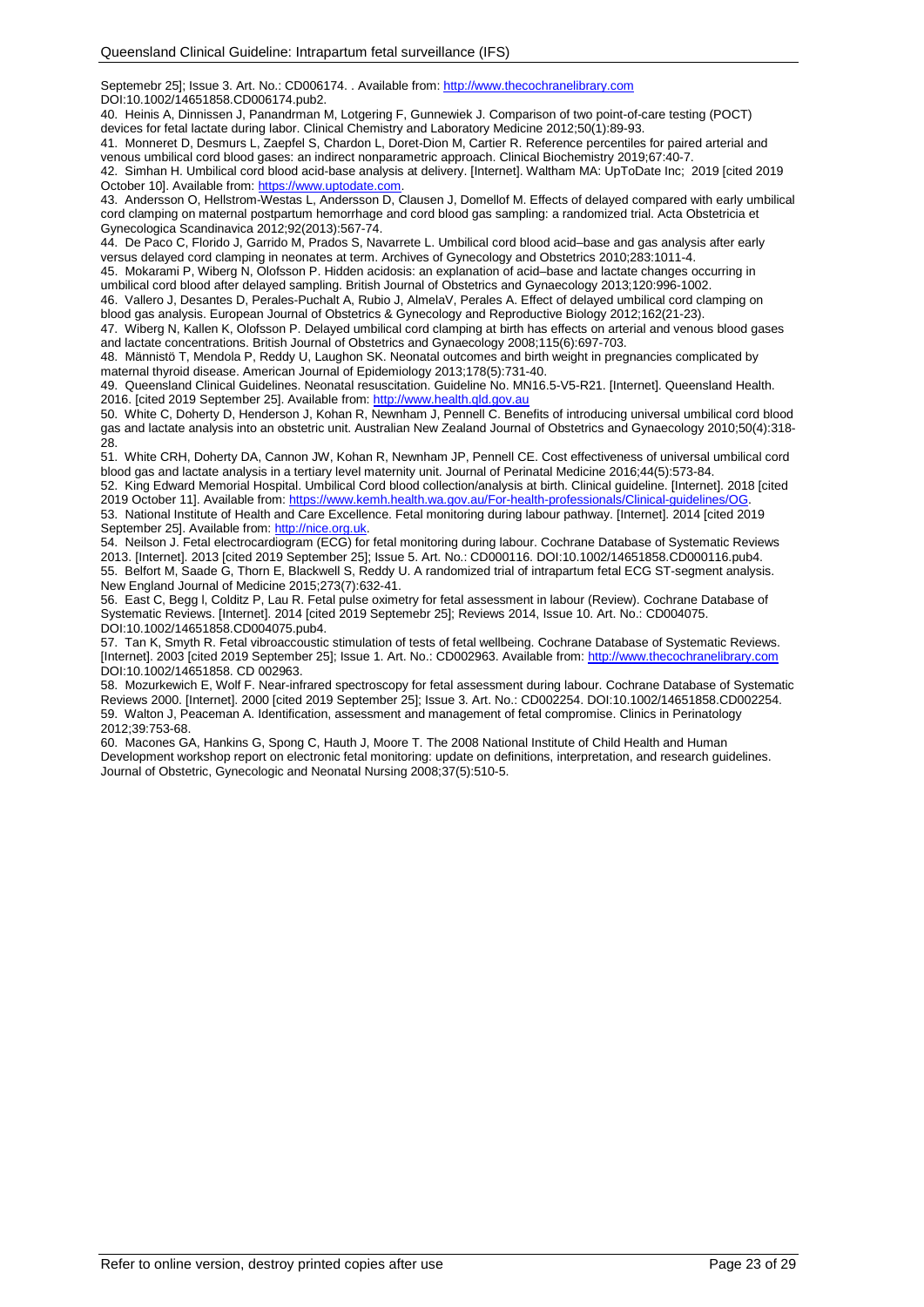Septemebr 25]; Issue 3. Art. No.: CD006174. . Available from: http://www.thecochranelibrary.com DOI:10.1002/14651858.CD006174.pub2.

40. Heinis A, Dinnissen J, Panandrman M, Lotgering F, Gunnewiek J. Comparison of two point-of-care testing (POCT) devices for fetal lactate during labor. Clinical Chemistry and Laboratory Medicine 2012;50(1):89-93.

41. Monneret D, Desmurs L, Zaepfel S, Chardon L, Doret-Dion M, Cartier R. Reference percentiles for paired arterial and venous umbilical cord blood gases: an indirect nonparametric approach. Clinical Biochemistry 2019;67:40-7.

42. Simhan H. Umbilical cord blood acid-base analysis at delivery. [Internet]. Waltham MA: UpToDate Inc; 2019 [cited 2019 October 10]. Available from: https://www.uptodate.com.

43. Andersson O, Hellstrom-Westas L, Andersson D, Clausen J, Domellof M. Effects of delayed compared with early umbilical cord clamping on maternal postpartum hemorrhage and cord blood gas sampling: a randomized trial. Acta Obstetricia et Gynecologica Scandinavica 2012;92(2013):567-74.

44. De Paco C, Florido J, Garrido M, Prados S, Navarrete L. Umbilical cord blood acid–base and gas analysis after early versus delayed cord clamping in neonates at term. Archives of Gynecology and Obstetrics 2010;283:1011-4.

45. Mokarami P, Wiberg N, Olofsson P. Hidden acidosis: an explanation of acid–base and lactate changes occurring in umbilical cord blood after delayed sampling. British Journal of Obstetrics and Gynaecology 2013;120:996-1002.

46. Vallero J, Desantes D, Perales-Puchalt A, Rubio J, AlmelaV, Perales A. Effect of delayed umbilical cord clamping on blood gas analysis. European Journal of Obstetrics & Gynecology and Reproductive Biology 2012;162(21-23).

47. Wiberg N, Kallen K, Olofsson P. Delayed umbilical cord clamping at birth has effects on arterial and venous blood gases and lactate concentrations. British Journal of Obstetrics and Gynaecology 2008;115(6):697-703.

48. Männistö T, Mendola P, Reddy U, Laughon SK. Neonatal outcomes and birth weight in pregnancies complicated by maternal thyroid disease. American Journal of Epidemiology 2013;178(5):731-40.

49. Queensland Clinical Guidelines. Neonatal resuscitation. Guideline No. MN16.5-V5-R21. [Internet]. Queensland Health. 2016. [cited 2019 September 25]. Available from: http://www.health.qld.gov.au

50. White C, Doherty D, Henderson J, Kohan R, Newnham J, Pennell C. Benefits of introducing universal umbilical cord blood gas and lactate analysis into an obstetric unit. Australian New Zealand Journal of Obstetrics and Gynaecology 2010;50(4):318-28.

51. White CRH, Doherty DA, Cannon JW, Kohan R, Newnham JP, Pennell CE. Cost effectiveness of universal umbilical cord blood gas and lactate analysis in a tertiary level maternity unit. Journal of Perinatal Medicine 2016;44(5):573-84.

52. King Edward Memorial Hospital. Umbilical Cord blood collection/analysis at birth. Clinical guideline. [Internet]. 2018 [cited 2019 October 11]. Available from: https://www.kemh.health.wa.gov.au/For-health-professionals/Clinical-guidelines/OG.

53. National Institute of Health and Care Excellence. Fetal monitoring during labour pathway. [Internet]. 2014 [cited 2019 September 25]. Available from: http://nice.org.uk.

54. Neilson J. Fetal electrocardiogram (ECG) for fetal monitoring during labour. Cochrane Database of Systematic Reviews 2013. [Internet]. 2013 [cited 2019 September 25]; Issue 5. Art. No.: CD000116. DOI:10.1002/14651858.CD000116.pub4.

55. Belfort M, Saade G, Thorn E, Blackwell S, Reddy U. A randomized trial of intrapartum fetal ECG ST-segment analysis. New England Journal of Medicine 2015;273(7):632-41.

56. East C, Begg l, Colditz P, Lau R. Fetal pulse oximetry for fetal assessment in labour (Review). Cochrane Database of Systematic Reviews. [Internet]. 2014 [cited 2019 Septemebr 25]; Reviews 2014, Issue 10. Art. No.: CD004075. DOI:10.1002/14651858.CD004075.pub4.

57. Tan K, Smyth R. Fetal vibroaccoustic stimulation of tests of fetal wellbeing. Cochrane Database of Systematic Reviews. [Internet]. 2003 [cited 2019 September 25]; Issue 1. Art. No.: CD002963. Available from: http://www.thecochranelibrary.com DOI:10.1002/14651858. CD 002963.

58. Mozurkewich E, Wolf F. Near-infrared spectroscopy for fetal assessment during labour. Cochrane Database of Systematic Reviews 2000. [Internet]. 2000 [cited 2019 September 25]; Issue 3. Art. No.: CD002254. DOI:10.1002/14651858.CD002254.

59. Walton J, Peaceman A. Identification, assessment and management of fetal compromise. Clinics in Perinatology 2012;39:753-68.

60. Macones GA, Hankins G, Spong C, Hauth J, Moore T. The 2008 National Institute of Child Health and Human Development workshop report on electronic fetal monitoring: update on definitions, interpretation, and research guidelines. Journal of Obstetric, Gynecologic and Neonatal Nursing 2008;37(5):510-5.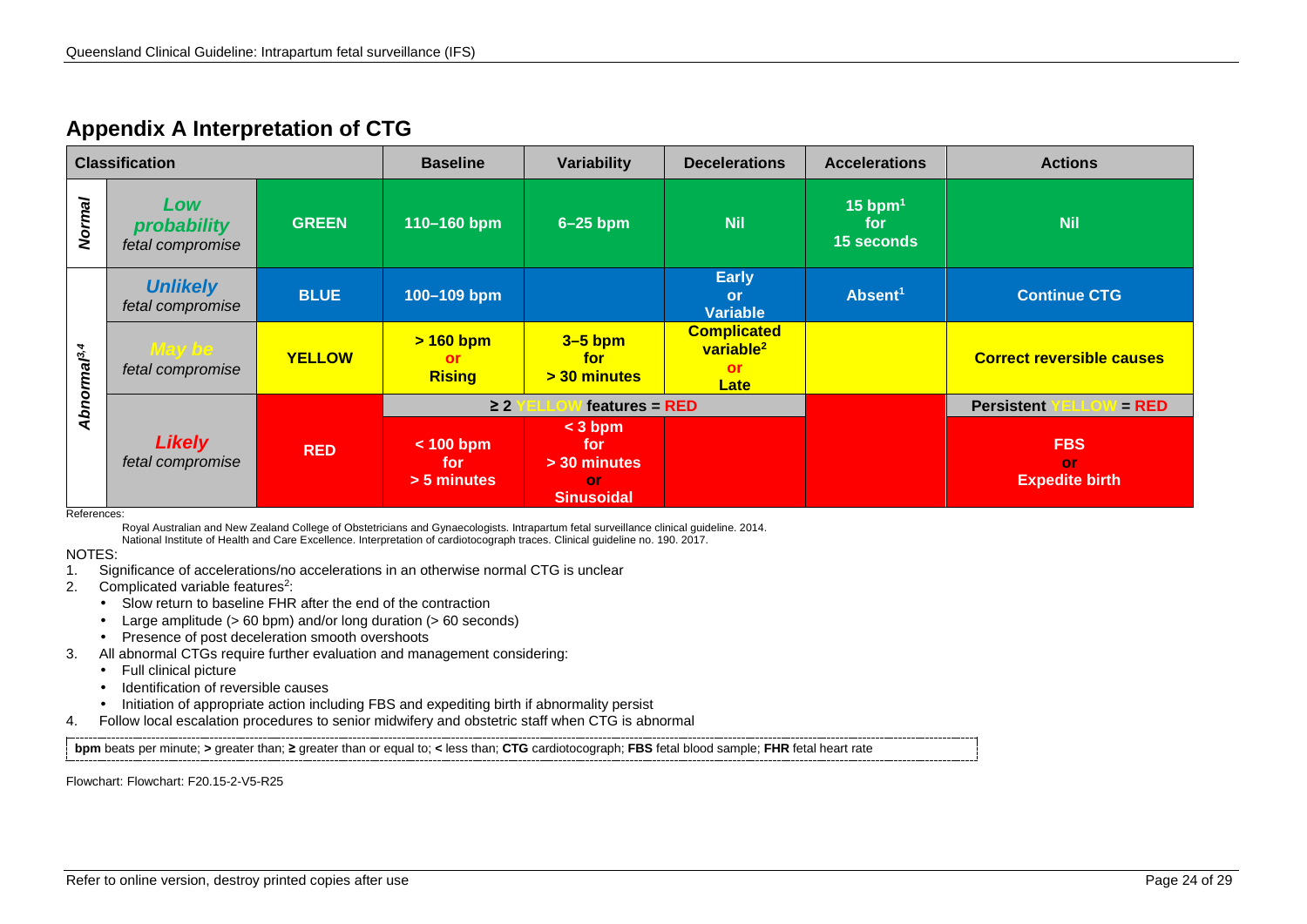## Appendix A Interpretation of CTG

| Classification | | | Baseline | Variability | Decelerations | Accelerations | Actions |
|---|---|---|---|---|---|---|---|
| *Normal* | ***Low probability*** *fetal compromise* | **GREEN** | **110–160 bpm** | **6–25 bpm** | **Nil** | **15 bpm[1] for 15 seconds** | **Nil** |
| *Abnormal[3,4]* | ***Unlikely*** *fetal compromise* | **BLUE** | **100–109 bpm** | | **Early or Variable** | **Absent[1]** | **Continue CTG** |
| | ***May be*** *fetal compromise* | **YELLOW** | **> 160 bpm or Rising** | **3–5 bpm for > 30 minutes** | **Complicated variable[2] or Late** | | **Correct reversible causes** |
| | ***Likely*** *fetal compromise* | **RED** | **≥ 2 YELLOW features = RED** | | | | **Persistent YELLOW = RED** |
| | | | **< 100 bpm for > 5 minutes** | **< 3 bpm for > 30 minutes or Sinusoidal** | | | **FBS or Expedite birth** |

References:

Royal Australian and New Zealand College of Obstetricians and Gynaecologists. Intrapartum fetal surveillance clinical guideline. 2014.
National Institute of Health and Care Excellence. Interpretation of cardiotocograph traces. Clinical guideline no. 190. 2017.

NOTES:

1. Significance of accelerations/no accelerations in an otherwise normal CTG is unclear
2. Complicated variable features[2]:
   - Slow return to baseline FHR after the end of the contraction
   - Large amplitude (> 60 bpm) and/or long duration (> 60 seconds)
   - Presence of post deceleration smooth overshoots
3. All abnormal CTGs require further evaluation and management considering:
   - Full clinical picture
   - Identification of reversible causes
   - Initiation of appropriate action including FBS and expediting birth if abnormality persist
4. Follow local escalation procedures to senior midwifery and obstetric staff when CTG is abnormal

**bpm** beats per minute; **>** greater than; **≥** greater than or equal to; **<** less than; **CTG** cardiotocograph; **FBS** fetal blood sample; **FHR** fetal heart rate

Flowchart: Flowchart: F20.15-2-V5-R25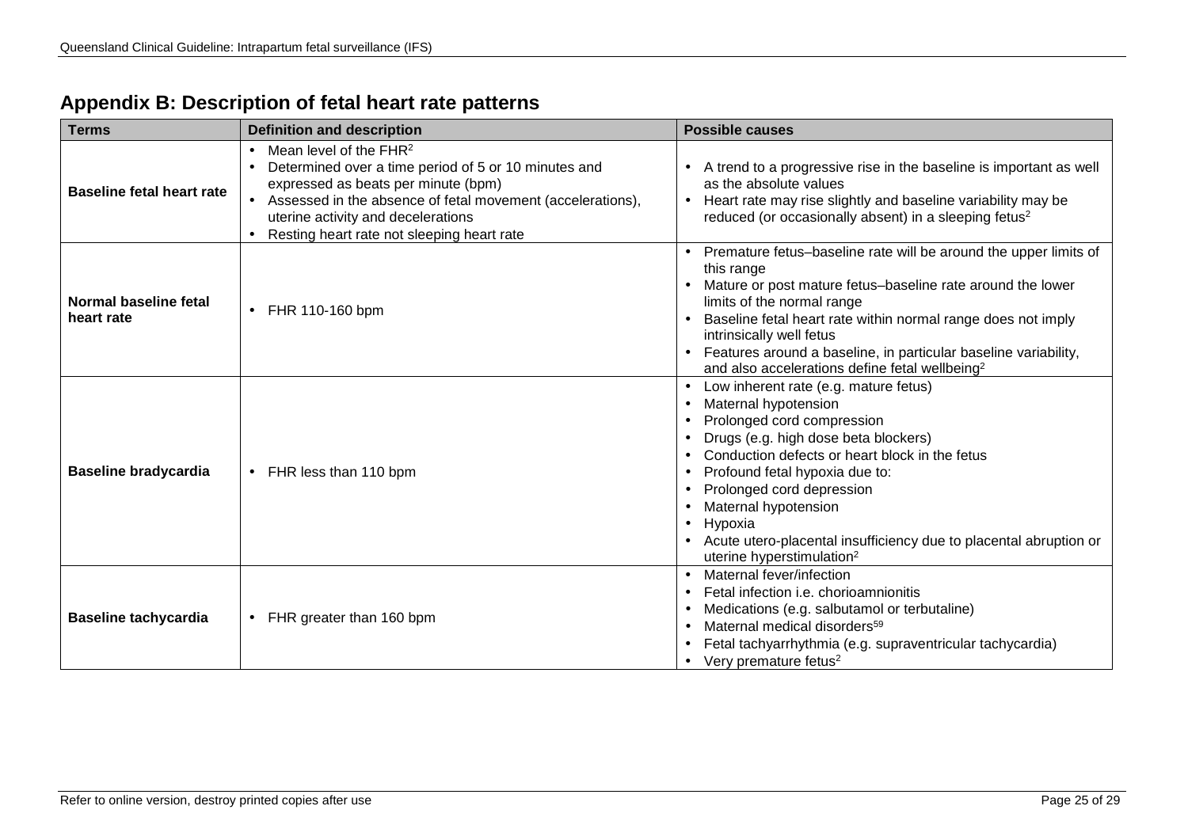## Appendix B: Description of fetal heart rate patterns

| Terms | Definition and description | Possible causes |
|---|---|---|
| **Baseline fetal heart rate** | • Mean level of the FHR[2]<br>• Determined over a time period of 5 or 10 minutes and expressed as beats per minute (bpm)<br>• Assessed in the absence of fetal movement (accelerations), uterine activity and decelerations<br>• Resting heart rate not sleeping heart rate | • A trend to a progressive rise in the baseline is important as well as the absolute values<br>• Heart rate may rise slightly and baseline variability may be reduced (or occasionally absent) in a sleeping fetus[2] |
| **Normal baseline fetal heart rate** | • FHR 110-160 bpm | • Premature fetus–baseline rate will be around the upper limits of this range<br>• Mature or post mature fetus–baseline rate around the lower limits of the normal range<br>• Baseline fetal heart rate within normal range does not imply intrinsically well fetus<br>• Features around a baseline, in particular baseline variability, and also accelerations define fetal wellbeing[2] |
| **Baseline bradycardia** | • FHR less than 110 bpm | • Low inherent rate (e.g. mature fetus)<br>• Maternal hypotension<br>• Prolonged cord compression<br>• Drugs (e.g. high dose beta blockers)<br>• Conduction defects or heart block in the fetus<br>• Profound fetal hypoxia due to:<br>• Prolonged cord depression<br>• Maternal hypotension<br>• Hypoxia<br>• Acute utero-placental insufficiency due to placental abruption or uterine hyperstimulation[2] |
| **Baseline tachycardia** | • FHR greater than 160 bpm | • Maternal fever/infection<br>• Fetal infection i.e. chorioamnionitis<br>• Medications (e.g. salbutamol or terbutaline)<br>• Maternal medical disorders[59]<br>• Fetal tachyarrhythmia (e.g. supraventricular tachycardia)<br>• Very premature fetus[2] |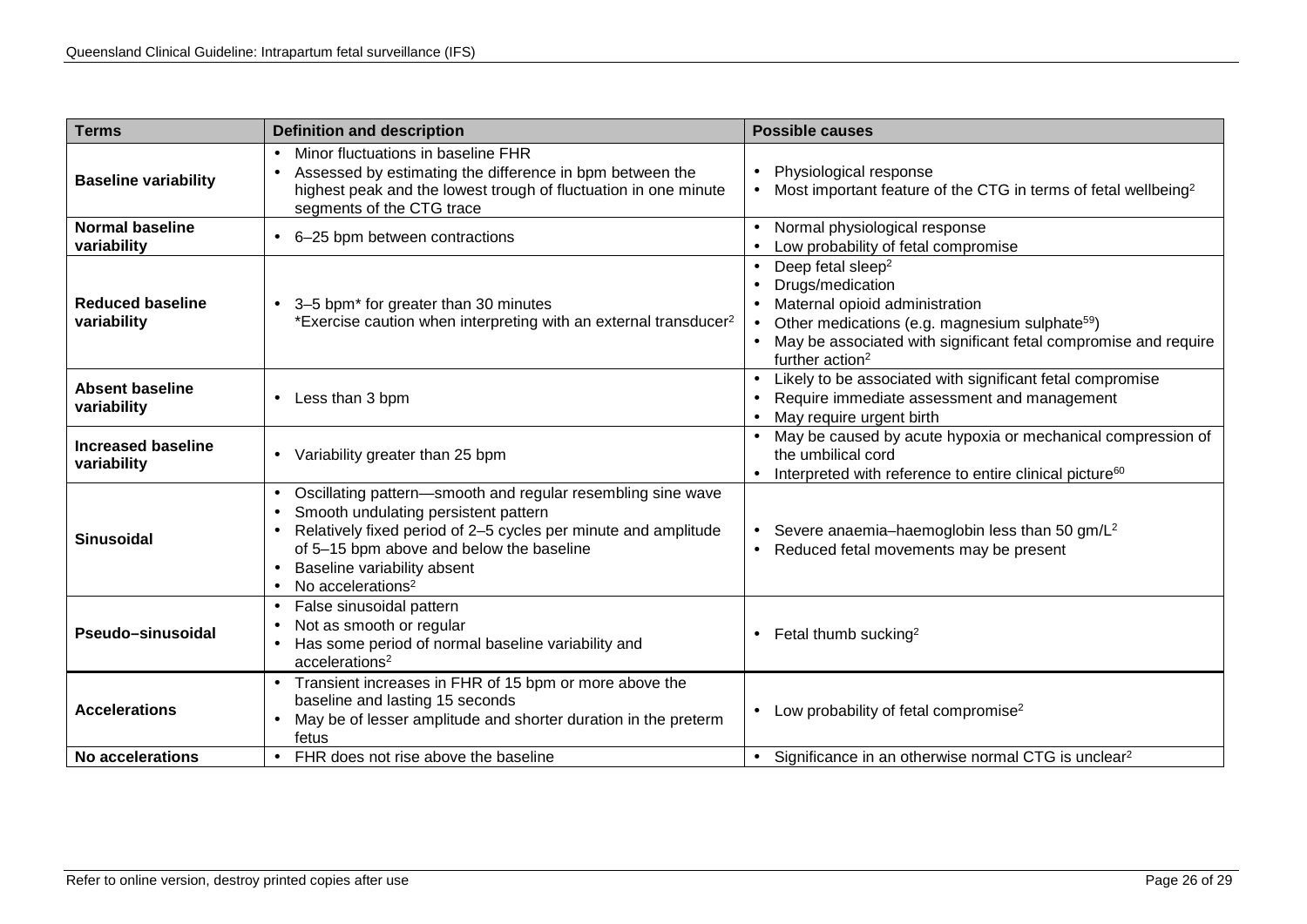| Terms | Definition and description | Possible causes |
|---|---|---|
| **Baseline variability** | • Minor fluctuations in baseline FHR<br>• Assessed by estimating the difference in bpm between the highest peak and the lowest trough of fluctuation in one minute segments of the CTG trace | • Physiological response<br>• Most important feature of the CTG in terms of fetal wellbeing[2] |
| **Normal baseline variability** | • 6–25 bpm between contractions | • Normal physiological response<br>• Low probability of fetal compromise |
| **Reduced baseline variability** | • 3–5 bpm* for greater than 30 minutes<br>*Exercise caution when interpreting with an external transducer[2] | • Deep fetal sleep[2]<br>• Drugs/medication<br>• Maternal opioid administration<br>• Other medications (e.g. magnesium sulphate[59])<br>• May be associated with significant fetal compromise and require further action[2] |
| **Absent baseline variability** | • Less than 3 bpm | • Likely to be associated with significant fetal compromise<br>• Require immediate assessment and management<br>• May require urgent birth |
| **Increased baseline variability** | • Variability greater than 25 bpm | • May be caused by acute hypoxia or mechanical compression of the umbilical cord<br>• Interpreted with reference to entire clinical picture[60] |
| **Sinusoidal** | • Oscillating pattern—smooth and regular resembling sine wave<br>• Smooth undulating persistent pattern<br>• Relatively fixed period of 2–5 cycles per minute and amplitude of 5–15 bpm above and below the baseline<br>• Baseline variability absent<br>• No accelerations[2] | • Severe anaemia–haemoglobin less than 50 gm/L[2]<br>• Reduced fetal movements may be present |
| **Pseudo–sinusoidal** | • False sinusoidal pattern<br>• Not as smooth or regular<br>• Has some period of normal baseline variability and accelerations[2] | • Fetal thumb sucking[2] |
| **Accelerations** | • Transient increases in FHR of 15 bpm or more above the baseline and lasting 15 seconds<br>• May be of lesser amplitude and shorter duration in the preterm fetus | • Low probability of fetal compromise[2] |
| **No accelerations** | • FHR does not rise above the baseline | • Significance in an otherwise normal CTG is unclear[2] |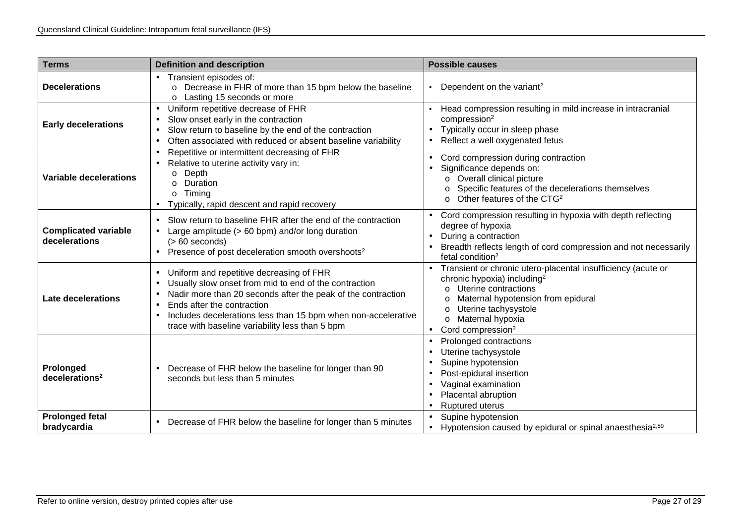| Terms | Definition and description | Possible causes |
|---|---|---|
| **Decelerations** | • Transient episodes of:<br>o Decrease in FHR of more than 15 bpm below the baseline<br>o Lasting 15 seconds or more | • Dependent on the variant[2] |
| **Early decelerations** | • Uniform repetitive decrease of FHR<br>• Slow onset early in the contraction<br>• Slow return to baseline by the end of the contraction<br>• Often associated with reduced or absent baseline variability | • Head compression resulting in mild increase in intracranial compression[2]<br>• Typically occur in sleep phase<br>• Reflect a well oxygenated fetus |
| **Variable decelerations** | • Repetitive or intermittent decreasing of FHR<br>• Relative to uterine activity vary in:<br>o Depth<br>o Duration<br>o Timing<br>• Typically, rapid descent and rapid recovery | • Cord compression during contraction<br>• Significance depends on:<br>o Overall clinical picture<br>o Specific features of the decelerations themselves<br>o Other features of the CTG[2] |
| **Complicated variable decelerations** | • Slow return to baseline FHR after the end of the contraction<br>• Large amplitude (> 60 bpm) and/or long duration (> 60 seconds)<br>• Presence of post deceleration smooth overshoots[2] | • Cord compression resulting in hypoxia with depth reflecting degree of hypoxia<br>• During a contraction<br>• Breadth reflects length of cord compression and not necessarily fetal condition[2] |
| **Late decelerations** | • Uniform and repetitive decreasing of FHR<br>• Usually slow onset from mid to end of the contraction<br>• Nadir more than 20 seconds after the peak of the contraction<br>• Ends after the contraction<br>• Includes decelerations less than 15 bpm when non-accelerative trace with baseline variability less than 5 bpm | • Transient or chronic utero-placental insufficiency (acute or chronic hypoxia) including[2]<br>o Uterine contractions<br>o Maternal hypotension from epidural<br>o Uterine tachysystole<br>o Maternal hypoxia<br>• Cord compression[2] |
| **Prolonged decelerations[2]** | • Decrease of FHR below the baseline for longer than 90 seconds but less than 5 minutes | • Prolonged contractions<br>• Uterine tachysystole<br>• Supine hypotension<br>• Post-epidural insertion<br>• Vaginal examination<br>• Placental abruption<br>• Ruptured uterus |
| **Prolonged fetal bradycardia** | • Decrease of FHR below the baseline for longer than 5 minutes | • Supine hypotension<br>• Hypotension caused by epidural or spinal anaesthesia[2,59] |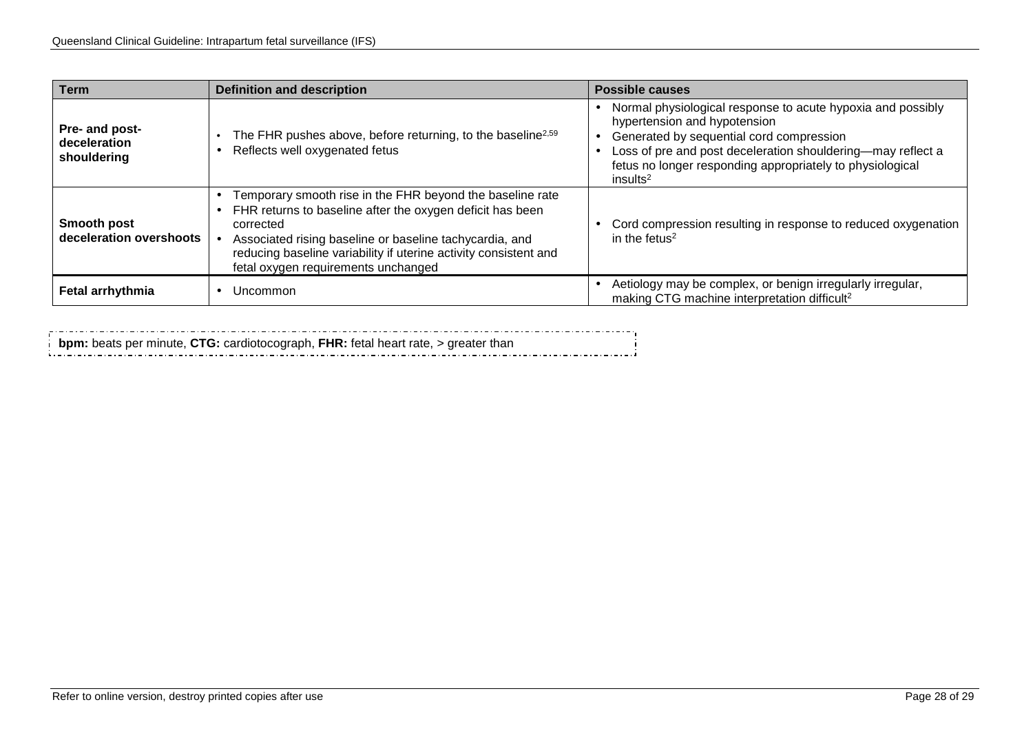| Term | Definition and description | Possible causes |
|---|---|---|
| **Pre- and post-deceleration shouldering** | • The FHR pushes above, before returning, to the baseline[2,59]<br>• Reflects well oxygenated fetus | • Normal physiological response to acute hypoxia and possibly hypertension and hypotension<br>• Generated by sequential cord compression<br>• Loss of pre and post deceleration shouldering—may reflect a fetus no longer responding appropriately to physiological insults[2] |
| **Smooth post deceleration overshoots** | • Temporary smooth rise in the FHR beyond the baseline rate<br>• FHR returns to baseline after the oxygen deficit has been corrected<br>• Associated rising baseline or baseline tachycardia, and reducing baseline variability if uterine activity consistent and fetal oxygen requirements unchanged | • Cord compression resulting in response to reduced oxygenation in the fetus[2] |
| **Fetal arrhythmia** | • Uncommon | • Aetiology may be complex, or benign irregularly irregular, making CTG machine interpretation difficult[2] |

**bpm:** beats per minute, **CTG:** cardiotocograph, **FHR:** fetal heart rate, > greater than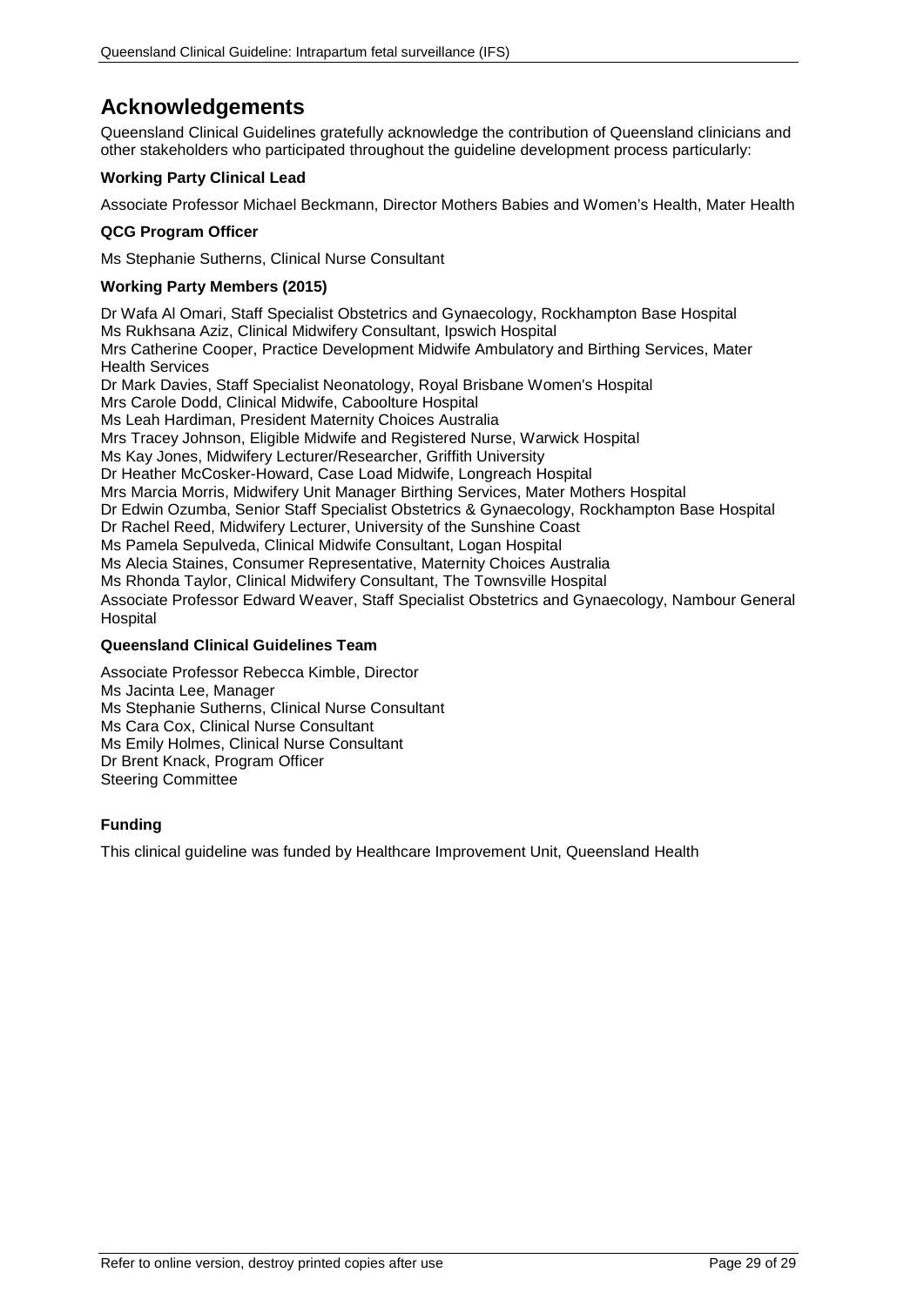# Acknowledgements

Queensland Clinical Guidelines gratefully acknowledge the contribution of Queensland clinicians and other stakeholders who participated throughout the guideline development process particularly:

**Working Party Clinical Lead**

Associate Professor Michael Beckmann, Director Mothers Babies and Women's Health, Mater Health

**QCG Program Officer**

Ms Stephanie Sutherns, Clinical Nurse Consultant

**Working Party Members (2015)**

Dr Wafa Al Omari, Staff Specialist Obstetrics and Gynaecology, Rockhampton Base Hospital
Ms Rukhsana Aziz, Clinical Midwifery Consultant, Ipswich Hospital
Mrs Catherine Cooper, Practice Development Midwife Ambulatory and Birthing Services, Mater Health Services
Dr Mark Davies, Staff Specialist Neonatology, Royal Brisbane Women's Hospital
Mrs Carole Dodd, Clinical Midwife, Caboolture Hospital
Ms Leah Hardiman, President Maternity Choices Australia
Mrs Tracey Johnson, Eligible Midwife and Registered Nurse, Warwick Hospital
Ms Kay Jones, Midwifery Lecturer/Researcher, Griffith University
Dr Heather McCosker-Howard, Case Load Midwife, Longreach Hospital
Mrs Marcia Morris, Midwifery Unit Manager Birthing Services, Mater Mothers Hospital
Dr Edwin Ozumba, Senior Staff Specialist Obstetrics & Gynaecology, Rockhampton Base Hospital
Dr Rachel Reed, Midwifery Lecturer, University of the Sunshine Coast
Ms Pamela Sepulveda, Clinical Midwife Consultant, Logan Hospital
Ms Alecia Staines, Consumer Representative, Maternity Choices Australia
Ms Rhonda Taylor, Clinical Midwifery Consultant, The Townsville Hospital
Associate Professor Edward Weaver, Staff Specialist Obstetrics and Gynaecology, Nambour General Hospital

**Queensland Clinical Guidelines Team**

Associate Professor Rebecca Kimble, Director
Ms Jacinta Lee, Manager
Ms Stephanie Sutherns, Clinical Nurse Consultant
Ms Cara Cox, Clinical Nurse Consultant
Ms Emily Holmes, Clinical Nurse Consultant
Dr Brent Knack, Program Officer
Steering Committee

**Funding**

This clinical guideline was funded by Healthcare Improvement Unit, Queensland Health